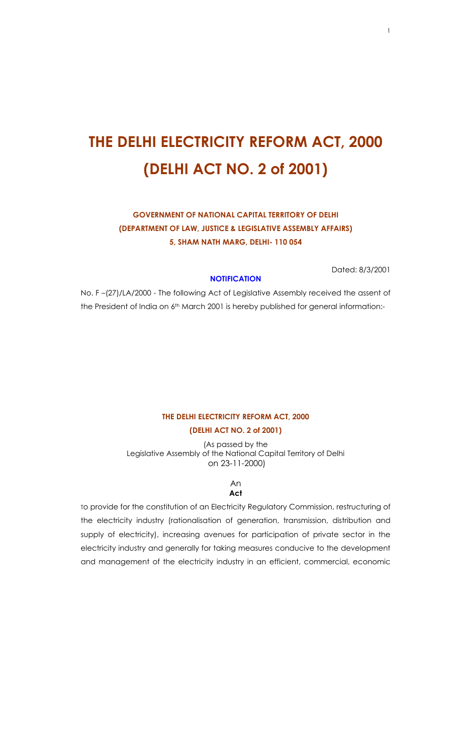# THE DELHI ELECTRICITY REFORM ACT, 2000
# (DELHI ACT NO. 2 of 2001)

**GOVERNMENT OF NATIONAL CAPITAL TERRITORY OF DELHI**
**(DEPARTMENT OF LAW, JUSTICE & LEGISLATIVE ASSEMBLY AFFAIRS)**
**5, SHAM NATH MARG, DELHI- 110 054**

Dated: 8/3/2001

**NOTIFICATION**

No. F –(27)/LA/2000 - The following Act of Legislative Assembly received the assent of the President of India on 6th March 2001 is hereby published for general information:-

**THE DELHI ELECTRICITY REFORM ACT, 2000**

**(DELHI ACT NO. 2 of 2001)**

(As passed by the
Legislative Assembly of the National Capital Territory of Delhi
on 23-11-2000)

An
**Act**

To provide for the constitution of an Electricity Regulatory Commission, restructuring of the electricity industry (rationalisation of generation, transmission, distribution and supply of electricity), increasing avenues for participation of private sector in the electricity industry and generally for taking measures conducive to the development and management of the electricity industry in an efficient, commercial, economic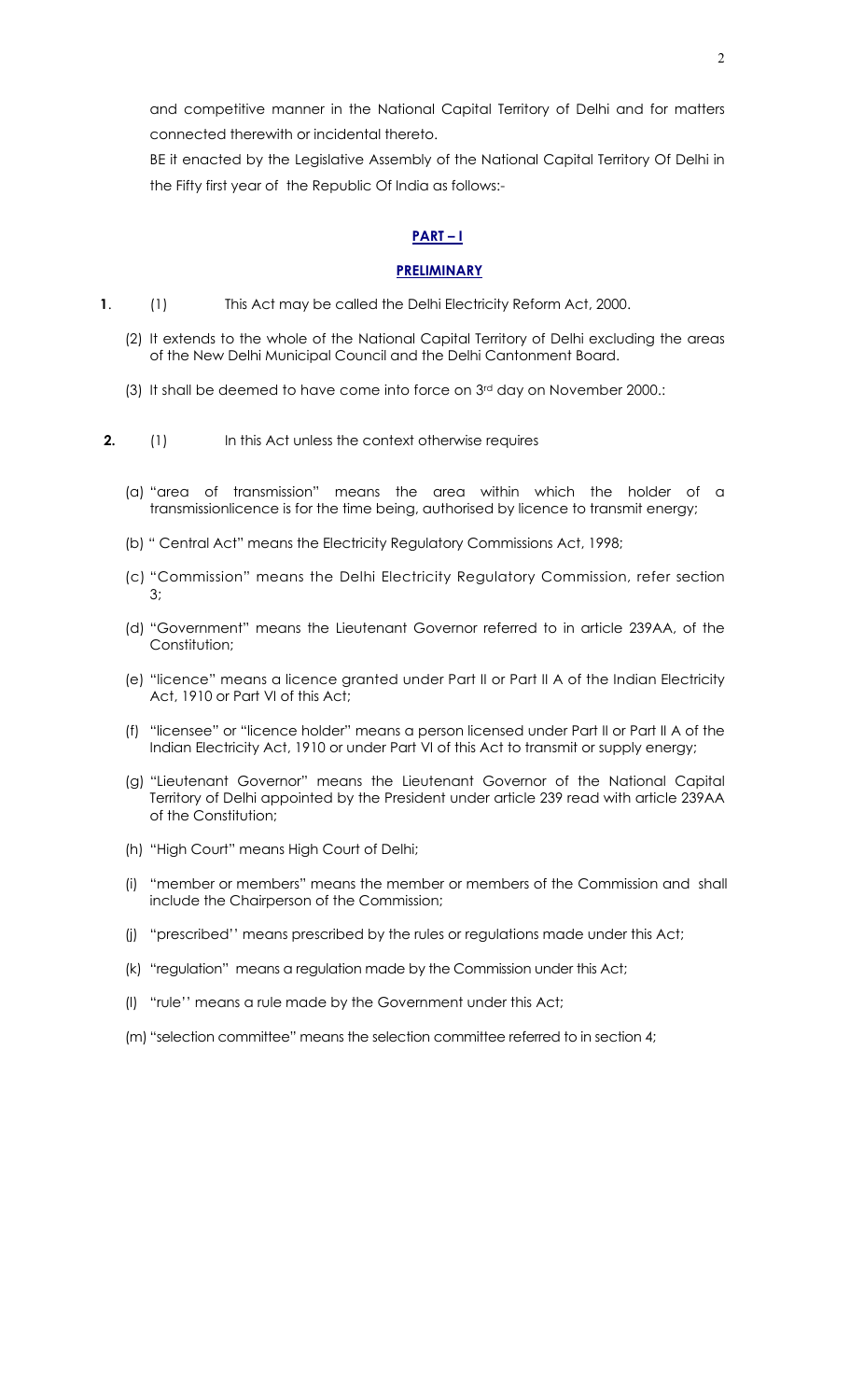and competitive manner in the National Capital Territory of Delhi and for matters connected therewith or incidental thereto.

BE it enacted by the Legislative Assembly of the National Capital Territory Of Delhi in the Fifty first year of the Republic Of India as follows:-

## PART – I

### PRELIMINARY

**1**. (1) This Act may be called the Delhi Electricity Reform Act, 2000.

(2) It extends to the whole of the National Capital Territory of Delhi excluding the areas of the New Delhi Municipal Council and the Delhi Cantonment Board.

(3) It shall be deemed to have come into force on 3rd day on November 2000.:

**2.** (1) In this Act unless the context otherwise requires

(a) "area of transmission" means the area within which the holder of a transmissionlicence is for the time being, authorised by licence to transmit energy;

(b) " Central Act" means the Electricity Regulatory Commissions Act, 1998;

(c) "Commission" means the Delhi Electricity Regulatory Commission, refer section 3;

(d) "Government" means the Lieutenant Governor referred to in article 239AA, of the Constitution;

(e) "licence" means a licence granted under Part II or Part II A of the Indian Electricity Act, 1910 or Part VI of this Act;

(f) "licensee" or "licence holder" means a person licensed under Part II or Part II A of the Indian Electricity Act, 1910 or under Part VI of this Act to transmit or supply energy;

(g) "Lieutenant Governor" means the Lieutenant Governor of the National Capital Territory of Delhi appointed by the President under article 239 read with article 239AA of the Constitution;

(h) "High Court" means High Court of Delhi;

(i) "member or members" means the member or members of the Commission and shall include the Chairperson of the Commission;

(j) "prescribed'' means prescribed by the rules or regulations made under this Act;

(k) "regulation" means a regulation made by the Commission under this Act;

(l) "rule'' means a rule made by the Government under this Act;

(m) "selection committee" means the selection committee referred to in section 4;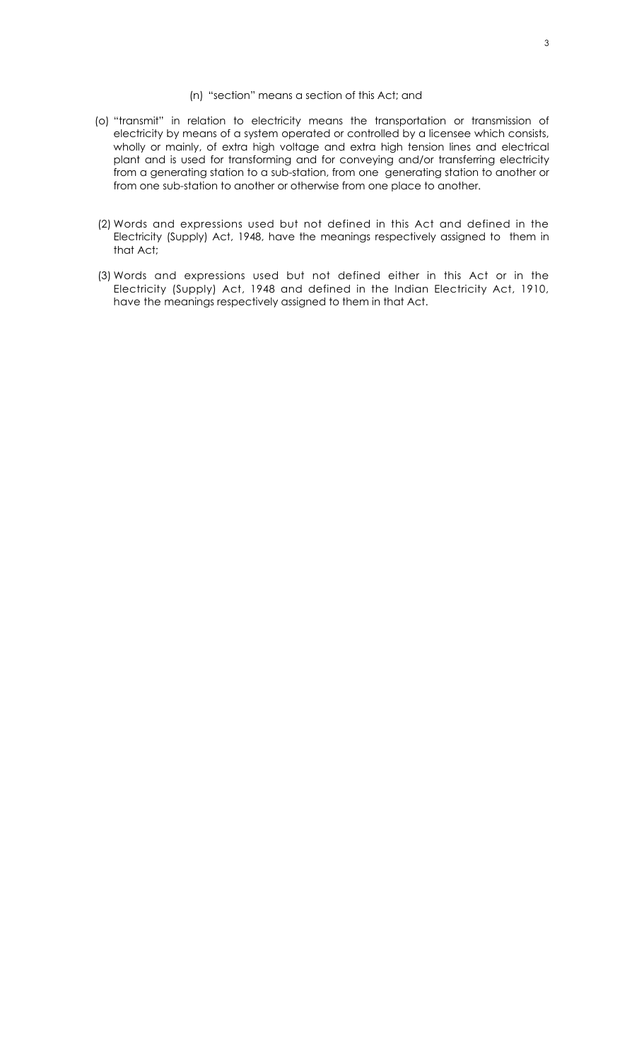(n) "section" means a section of this Act; and

(o) "transmit" in relation to electricity means the transportation or transmission of electricity by means of a system operated or controlled by a licensee which consists, wholly or mainly, of extra high voltage and extra high tension lines and electrical plant and is used for transforming and for conveying and/or transferring electricity from a generating station to a sub-station, from one generating station to another or from one sub-station to another or otherwise from one place to another.

(2) Words and expressions used but not defined in this Act and defined in the Electricity (Supply) Act, 1948, have the meanings respectively assigned to them in that Act;

(3) Words and expressions used but not defined either in this Act or in the Electricity (Supply) Act, 1948 and defined in the Indian Electricity Act, 1910, have the meanings respectively assigned to them in that Act.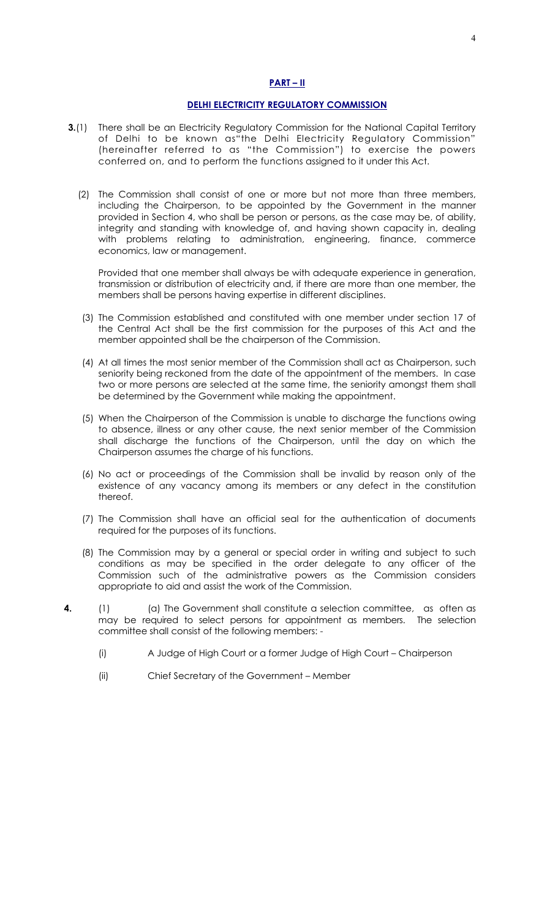## PART – II

## DELHI ELECTRICITY REGULATORY COMMISSION

**3.**(1) There shall be an Electricity Regulatory Commission for the National Capital Territory of Delhi to be known as"the Delhi Electricity Regulatory Commission" (hereinafter referred to as "the Commission") to exercise the powers conferred on, and to perform the functions assigned to it under this Act.

(2) The Commission shall consist of one or more but not more than three members, including the Chairperson, to be appointed by the Government in the manner provided in Section 4, who shall be person or persons, as the case may be, of ability, integrity and standing with knowledge of, and having shown capacity in, dealing with problems relating to administration, engineering, finance, commerce economics, law or management.

Provided that one member shall always be with adequate experience in generation, transmission or distribution of electricity and, if there are more than one member, the members shall be persons having expertise in different disciplines.

(3) The Commission established and constituted with one member under section 17 of the Central Act shall be the first commission for the purposes of this Act and the member appointed shall be the chairperson of the Commission.

(4) At all times the most senior member of the Commission shall act as Chairperson, such seniority being reckoned from the date of the appointment of the members. In case two or more persons are selected at the same time, the seniority amongst them shall be determined by the Government while making the appointment.

(5) When the Chairperson of the Commission is unable to discharge the functions owing to absence, illness or any other cause, the next senior member of the Commission shall discharge the functions of the Chairperson, until the day on which the Chairperson assumes the charge of his functions.

(6) No act or proceedings of the Commission shall be invalid by reason only of the existence of any vacancy among its members or any defect in the constitution thereof.

(7) The Commission shall have an official seal for the authentication of documents required for the purposes of its functions.

(8) The Commission may by a general or special order in writing and subject to such conditions as may be specified in the order delegate to any officer of the Commission such of the administrative powers as the Commission considers appropriate to aid and assist the work of the Commission.

**4.** (1) (a) The Government shall constitute a selection committee, as often as may be required to select persons for appointment as members. The selection committee shall consist of the following members: -

(i) A Judge of High Court or a former Judge of High Court – Chairperson

(ii) Chief Secretary of the Government – Member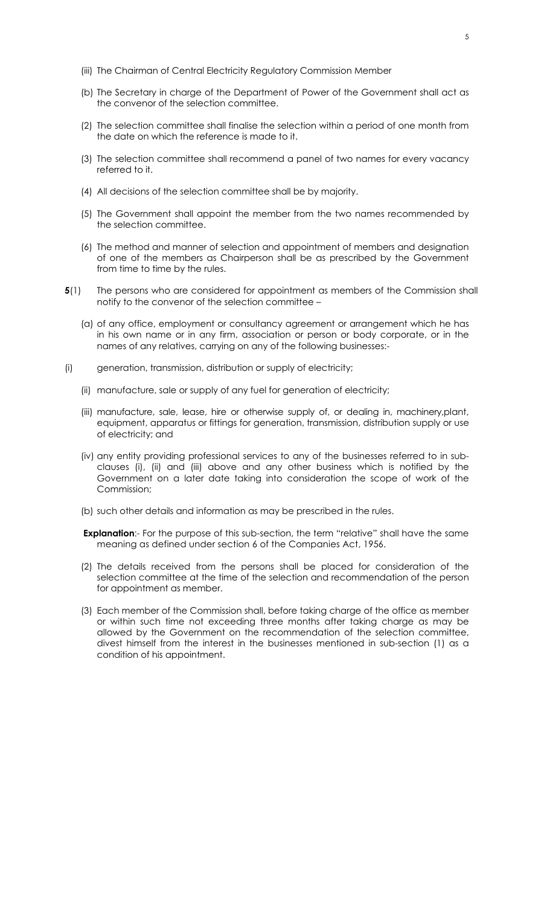(iii) The Chairman of Central Electricity Regulatory Commission Member

(b) The Secretary in charge of the Department of Power of the Government shall act as the convenor of the selection committee.

(2) The selection committee shall finalise the selection within a period of one month from the date on which the reference is made to it.

(3) The selection committee shall recommend a panel of two names for every vacancy referred to it.

(4) All decisions of the selection committee shall be by majority.

(5) The Government shall appoint the member from the two names recommended by the selection committee.

(6) The method and manner of selection and appointment of members and designation of one of the members as Chairperson shall be as prescribed by the Government from time to time by the rules.

**5**(1) The persons who are considered for appointment as members of the Commission shall notify to the convenor of the selection committee –

(a) of any office, employment or consultancy agreement or arrangement which he has in his own name or in any firm, association or person or body corporate, or in the names of any relatives, carrying on any of the following businesses:-

(i) generation, transmission, distribution or supply of electricity;

(ii) manufacture, sale or supply of any fuel for generation of electricity;

(iii) manufacture, sale, lease, hire or otherwise supply of, or dealing in, machinery,plant, equipment, apparatus or fittings for generation, transmission, distribution supply or use of electricity; and

(iv) any entity providing professional services to any of the businesses referred to in sub-clauses (i), (ii) and (iii) above and any other business which is notified by the Government on a later date taking into consideration the scope of work of the Commission;

(b) such other details and information as may be prescribed in the rules.

**Explanation**:- For the purpose of this sub-section, the term "relative" shall have the same meaning as defined under section 6 of the Companies Act, 1956.

(2) The details received from the persons shall be placed for consideration of the selection committee at the time of the selection and recommendation of the person for appointment as member.

(3) Each member of the Commission shall, before taking charge of the office as member or within such time not exceeding three months after taking charge as may be allowed by the Government on the recommendation of the selection committee, divest himself from the interest in the businesses mentioned in sub-section (1) as a condition of his appointment.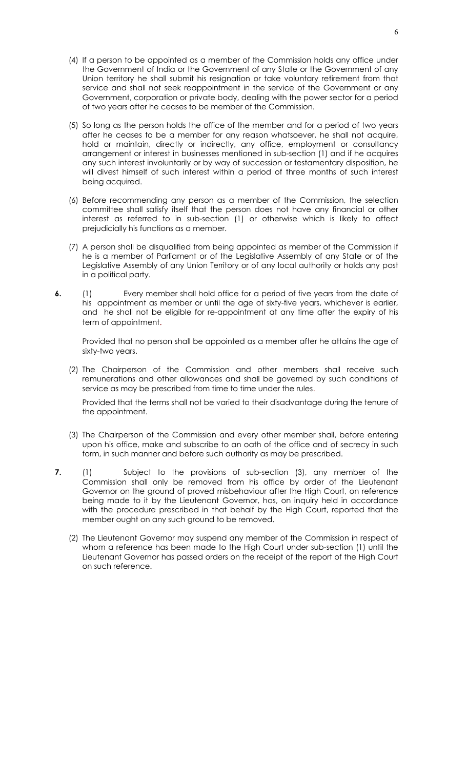(4) If a person to be appointed as a member of the Commission holds any office under the Government of India or the Government of any State or the Government of any Union territory he shall submit his resignation or take voluntary retirement from that service and shall not seek reappointment in the service of the Government or any Government, corporation or private body, dealing with the power sector for a period of two years after he ceases to be member of the Commission.

(5) So long as the person holds the office of the member and for a period of two years after he ceases to be a member for any reason whatsoever, he shall not acquire, hold or maintain, directly or indirectly, any office, employment or consultancy arrangement or interest in businesses mentioned in sub-section (1) and if he acquires any such interest involuntarily or by way of succession or testamentary disposition, he will divest himself of such interest within a period of three months of such interest being acquired.

(6) Before recommending any person as a member of the Commission, the selection committee shall satisfy itself that the person does not have any financial or other interest as referred to in sub-section (1) or otherwise which is likely to affect prejudicially his functions as a member.

(7) A person shall be disqualified from being appointed as member of the Commission if he is a member of Parliament or of the Legislative Assembly of any State or of the Legislative Assembly of any Union Territory or of any local authority or holds any post in a political party.

**6.** (1) Every member shall hold office for a period of five years from the date of his appointment as member or until the age of sixty-five years, whichever is earlier, and he shall not be eligible for re-appointment at any time after the expiry of his term of appointment.

Provided that no person shall be appointed as a member after he attains the age of sixty-two years.

(2) The Chairperson of the Commission and other members shall receive such remunerations and other allowances and shall be governed by such conditions of service as may be prescribed from time to time under the rules.

Provided that the terms shall not be varied to their disadvantage during the tenure of the appointment.

(3) The Chairperson of the Commission and every other member shall, before entering upon his office, make and subscribe to an oath of the office and of secrecy in such form, in such manner and before such authority as may be prescribed.

**7.** (1) Subject to the provisions of sub-section (3), any member of the Commission shall only be removed from his office by order of the Lieutenant Governor on the ground of proved misbehaviour after the High Court, on reference being made to it by the Lieutenant Governor, has, on inquiry held in accordance with the procedure prescribed in that behalf by the High Court, reported that the member ought on any such ground to be removed.

(2) The Lieutenant Governor may suspend any member of the Commission in respect of whom a reference has been made to the High Court under sub-section (1) until the Lieutenant Governor has passed orders on the receipt of the report of the High Court on such reference.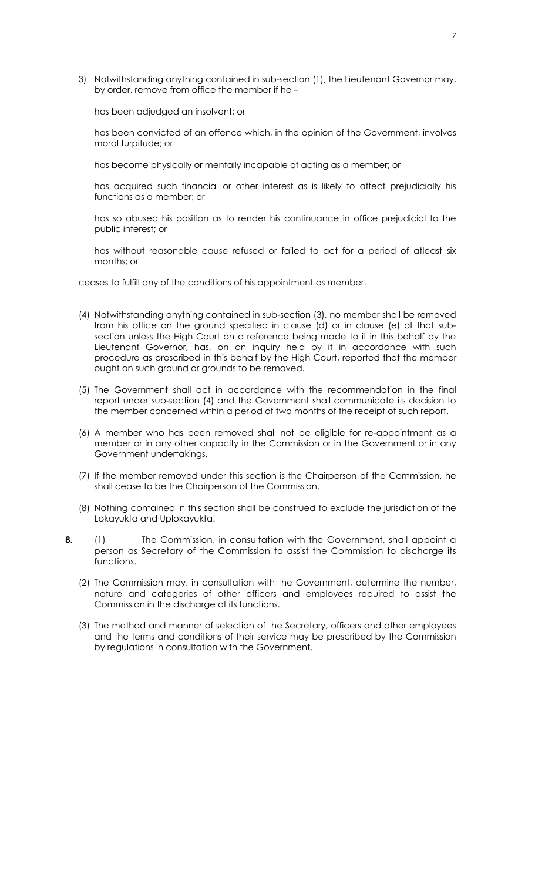3) Notwithstanding anything contained in sub-section (1), the Lieutenant Governor may, by order, remove from office the member if he –

has been adjudged an insolvent; or

has been convicted of an offence which, in the opinion of the Government, involves moral turpitude; or

has become physically or mentally incapable of acting as a member; or

has acquired such financial or other interest as is likely to affect prejudicially his functions as a member; or

has so abused his position as to render his continuance in office prejudicial to the public interest; or

has without reasonable cause refused or failed to act for a period of atleast six months; or

ceases to fulfill any of the conditions of his appointment as member.

(4) Notwithstanding anything contained in sub-section (3), no member shall be removed from his office on the ground specified in clause (d) or in clause (e) of that sub-section unless the High Court on a reference being made to it in this behalf by the Lieutenant Governor, has, on an inquiry held by it in accordance with such procedure as prescribed in this behalf by the High Court, reported that the member ought on such ground or grounds to be removed.

(5) The Government shall act in accordance with the recommendation in the final report under sub-section (4) and the Government shall communicate its decision to the member concerned within a period of two months of the receipt of such report.

(6) A member who has been removed shall not be eligible for re-appointment as a member or in any other capacity in the Commission or in the Government or in any Government undertakings.

(7) If the member removed under this section is the Chairperson of the Commission, he shall cease to be the Chairperson of the Commission.

(8) Nothing contained in this section shall be construed to exclude the jurisdiction of the Lokayukta and Uplokayukta.

**8.** (1) The Commission, in consultation with the Government, shall appoint a person as Secretary of the Commission to assist the Commission to discharge its functions.

(2) The Commission may, in consultation with the Government, determine the number, nature and categories of other officers and employees required to assist the Commission in the discharge of its functions.

(3) The method and manner of selection of the Secretary, officers and other employees and the terms and conditions of their service may be prescribed by the Commission by regulations in consultation with the Government.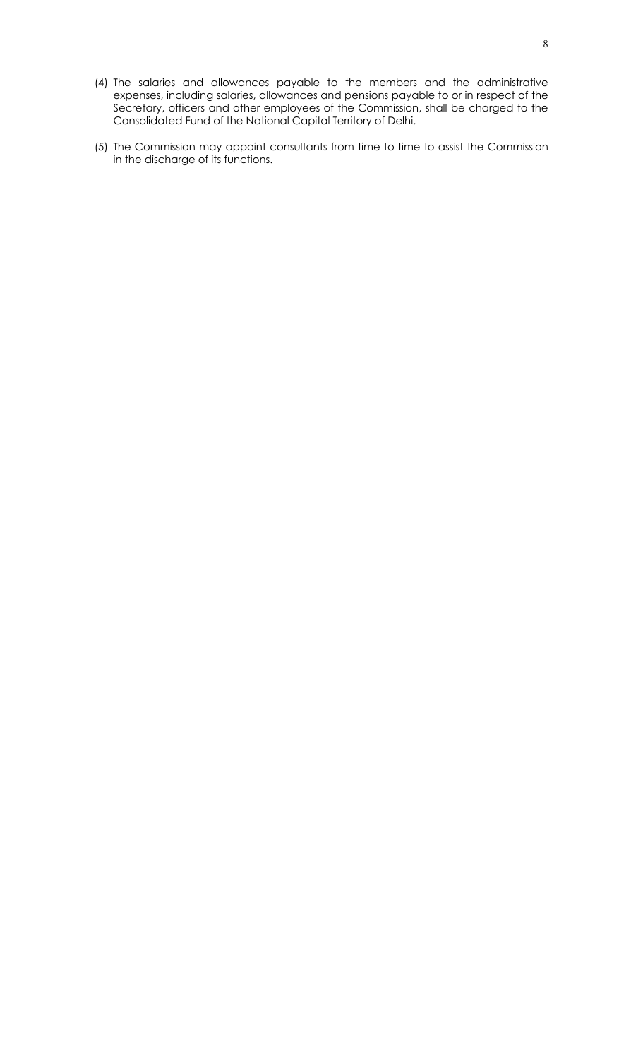(4) The salaries and allowances payable to the members and the administrative expenses, including salaries, allowances and pensions payable to or in respect of the Secretary, officers and other employees of the Commission, shall be charged to the Consolidated Fund of the National Capital Territory of Delhi.

(5) The Commission may appoint consultants from time to time to assist the Commission in the discharge of its functions.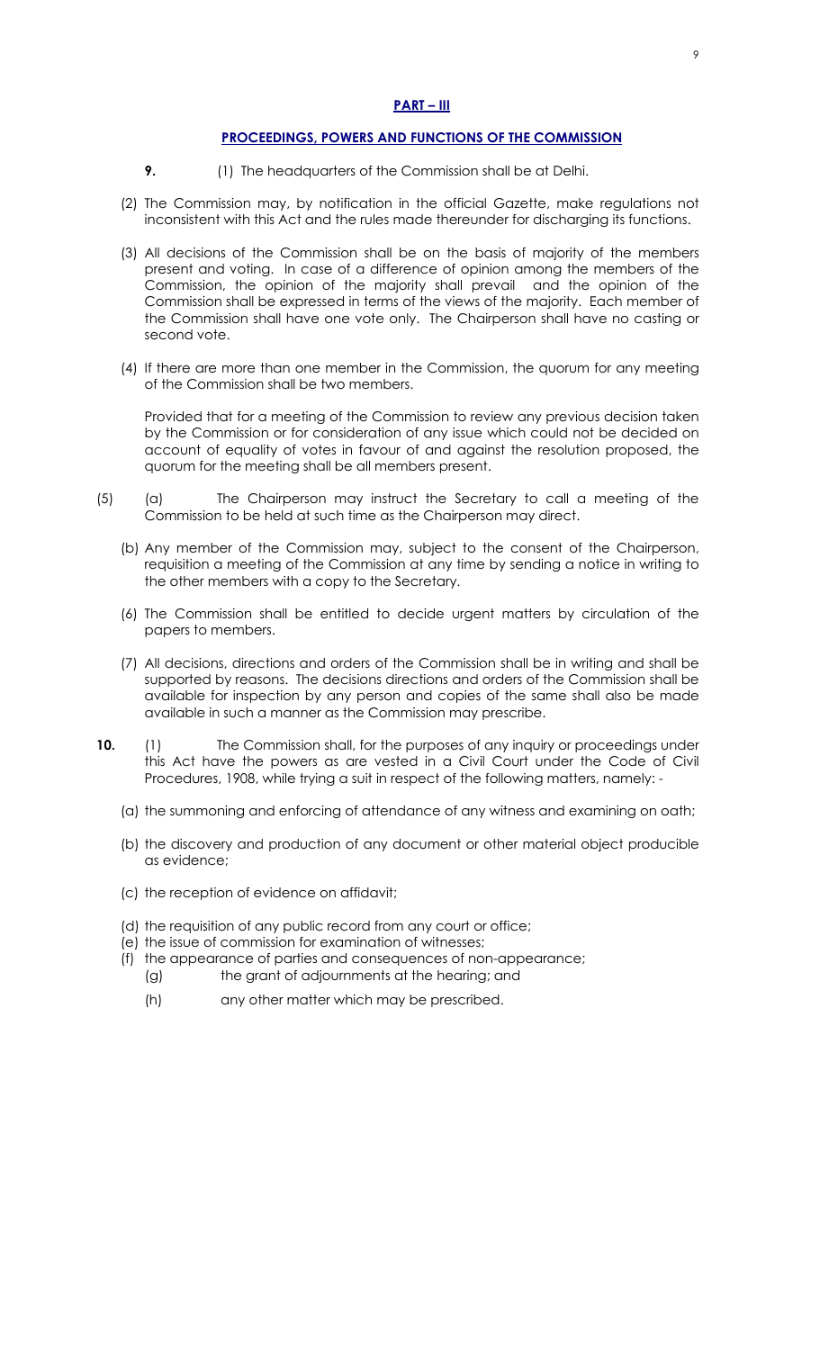## PART – III

## PROCEEDINGS, POWERS AND FUNCTIONS OF THE COMMISSION

**9.** (1) The headquarters of the Commission shall be at Delhi.

(2) The Commission may, by notification in the official Gazette, make regulations not inconsistent with this Act and the rules made thereunder for discharging its functions.

(3) All decisions of the Commission shall be on the basis of majority of the members present and voting. In case of a difference of opinion among the members of the Commission, the opinion of the majority shall prevail and the opinion of the Commission shall be expressed in terms of the views of the majority. Each member of the Commission shall have one vote only. The Chairperson shall have no casting or second vote.

(4) If there are more than one member in the Commission, the quorum for any meeting of the Commission shall be two members.

Provided that for a meeting of the Commission to review any previous decision taken by the Commission or for consideration of any issue which could not be decided on account of equality of votes in favour of and against the resolution proposed, the quorum for the meeting shall be all members present.

(5) (a) The Chairperson may instruct the Secretary to call a meeting of the Commission to be held at such time as the Chairperson may direct.

(b) Any member of the Commission may, subject to the consent of the Chairperson, requisition a meeting of the Commission at any time by sending a notice in writing to the other members with a copy to the Secretary.

(6) The Commission shall be entitled to decide urgent matters by circulation of the papers to members.

(7) All decisions, directions and orders of the Commission shall be in writing and shall be supported by reasons. The decisions directions and orders of the Commission shall be available for inspection by any person and copies of the same shall also be made available in such a manner as the Commission may prescribe.

**10.** (1) The Commission shall, for the purposes of any inquiry or proceedings under this Act have the powers as are vested in a Civil Court under the Code of Civil Procedures, 1908, while trying a suit in respect of the following matters, namely: -

(a) the summoning and enforcing of attendance of any witness and examining on oath;

(b) the discovery and production of any document or other material object producible as evidence;

(c) the reception of evidence on affidavit;

(d) the requisition of any public record from any court or office;

(e) the issue of commission for examination of witnesses;

(f) the appearance of parties and consequences of non-appearance;

(g) the grant of adjournments at the hearing; and

(h) any other matter which may be prescribed.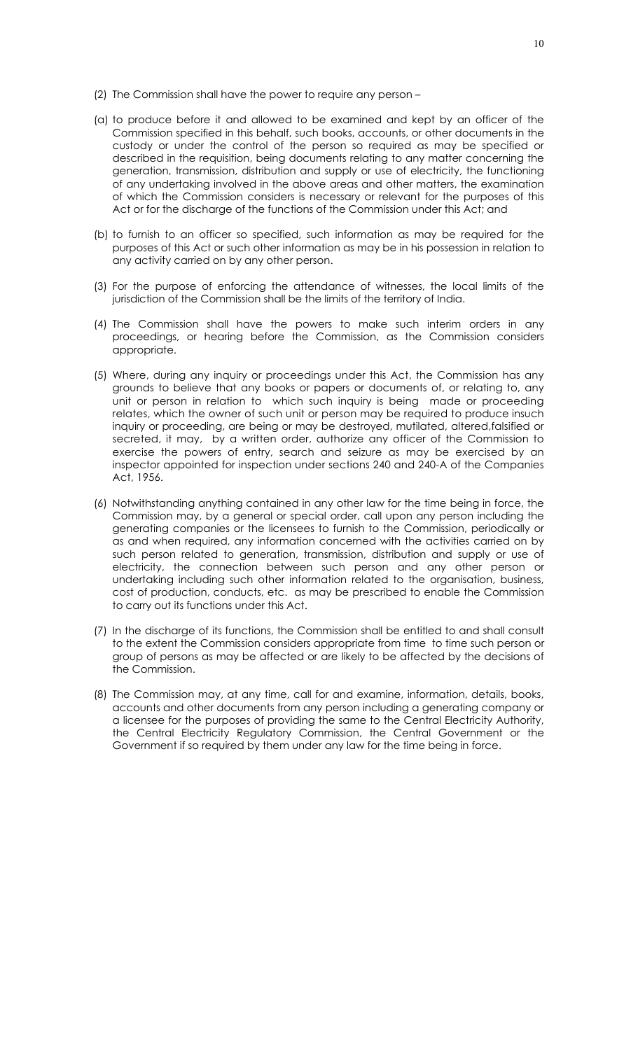(2) The Commission shall have the power to require any person –

(a) to produce before it and allowed to be examined and kept by an officer of the Commission specified in this behalf, such books, accounts, or other documents in the custody or under the control of the person so required as may be specified or described in the requisition, being documents relating to any matter concerning the generation, transmission, distribution and supply or use of electricity, the functioning of any undertaking involved in the above areas and other matters, the examination of which the Commission considers is necessary or relevant for the purposes of this Act or for the discharge of the functions of the Commission under this Act; and

(b) to furnish to an officer so specified, such information as may be required for the purposes of this Act or such other information as may be in his possession in relation to any activity carried on by any other person.

(3) For the purpose of enforcing the attendance of witnesses, the local limits of the jurisdiction of the Commission shall be the limits of the territory of India.

(4) The Commission shall have the powers to make such interim orders in any proceedings, or hearing before the Commission, as the Commission considers appropriate.

(5) Where, during any inquiry or proceedings under this Act, the Commission has any grounds to believe that any books or papers or documents of, or relating to, any unit or person in relation to which such inquiry is being made or proceeding relates, which the owner of such unit or person may be required to produce insuch inquiry or proceeding, are being or may be destroyed, mutilated, altered,falsified or secreted, it may, by a written order, authorize any officer of the Commission to exercise the powers of entry, search and seizure as may be exercised by an inspector appointed for inspection under sections 240 and 240-A of the Companies Act, 1956.

(6) Notwithstanding anything contained in any other law for the time being in force, the Commission may, by a general or special order, call upon any person including the generating companies or the licensees to furnish to the Commission, periodically or as and when required, any information concerned with the activities carried on by such person related to generation, transmission, distribution and supply or use of electricity, the connection between such person and any other person or undertaking including such other information related to the organisation, business, cost of production, conducts, etc. as may be prescribed to enable the Commission to carry out its functions under this Act.

(7) In the discharge of its functions, the Commission shall be entitled to and shall consult to the extent the Commission considers appropriate from time to time such person or group of persons as may be affected or are likely to be affected by the decisions of the Commission.

(8) The Commission may, at any time, call for and examine, information, details, books, accounts and other documents from any person including a generating company or a licensee for the purposes of providing the same to the Central Electricity Authority, the Central Electricity Regulatory Commission, the Central Government or the Government if so required by them under any law for the time being in force.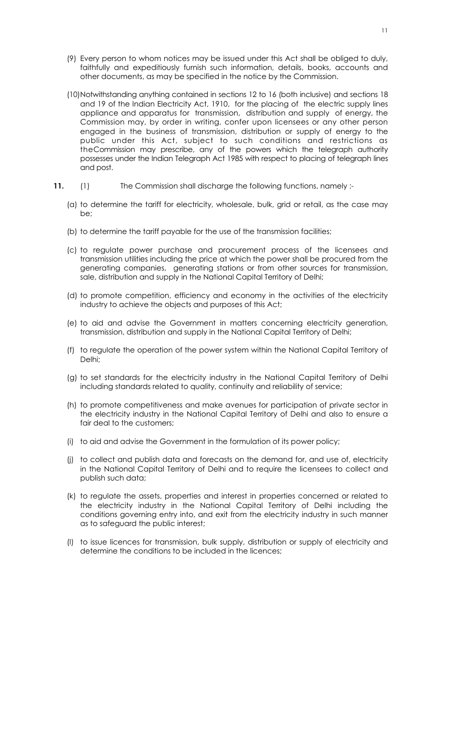(9) Every person to whom notices may be issued under this Act shall be obliged to duly, faithfully and expeditiously furnish such information, details, books, accounts and other documents, as may be specified in the notice by the Commission.

(10) Notwithstanding anything contained in sections 12 to 16 (both inclusive) and sections 18 and 19 of the Indian Electricity Act, 1910, for the placing of the electric supply lines appliance and apparatus for transmission, distribution and supply of energy, the Commission may, by order in writing, confer upon licensees or any other person engaged in the business of transmission, distribution or supply of energy to the public under this Act, subject to such conditions and restrictions as theCommission may prescribe, any of the powers which the telegraph authority possesses under the Indian Telegraph Act 1985 with respect to placing of telegraph lines and post.

**11.** (1) The Commission shall discharge the following functions, namely :-

(a) to determine the tariff for electricity, wholesale, bulk, grid or retail, as the case may be;

(b) to determine the tariff payable for the use of the transmission facilities;

(c) to regulate power purchase and procurement process of the licensees and transmission utilities including the price at which the power shall be procured from the generating companies, generating stations or from other sources for transmission, sale, distribution and supply in the National Capital Territory of Delhi;

(d) to promote competition, efficiency and economy in the activities of the electricity industry to achieve the objects and purposes of this Act;

(e) to aid and advise the Government in matters concerning electricity generation, transmission, distribution and supply in the National Capital Territory of Delhi;

(f) to regulate the operation of the power system within the National Capital Territory of Delhi;

(g) to set standards for the electricity industry in the National Capital Territory of Delhi including standards related to quality, continuity and reliability of service;

(h) to promote competitiveness and make avenues for participation of private sector in the electricity industry in the National Capital Territory of Delhi and also to ensure a fair deal to the customers;

(i) to aid and advise the Government in the formulation of its power policy;

(j) to collect and publish data and forecasts on the demand for, and use of, electricity in the National Capital Territory of Delhi and to require the licensees to collect and publish such data;

(k) to regulate the assets, properties and interest in properties concerned or related to the electricity industry in the National Capital Territory of Delhi including the conditions governing entry into, and exit from the electricity industry in such manner as to safeguard the public interest;

(l) to issue licences for transmission, bulk supply, distribution or supply of electricity and determine the conditions to be included in the licences;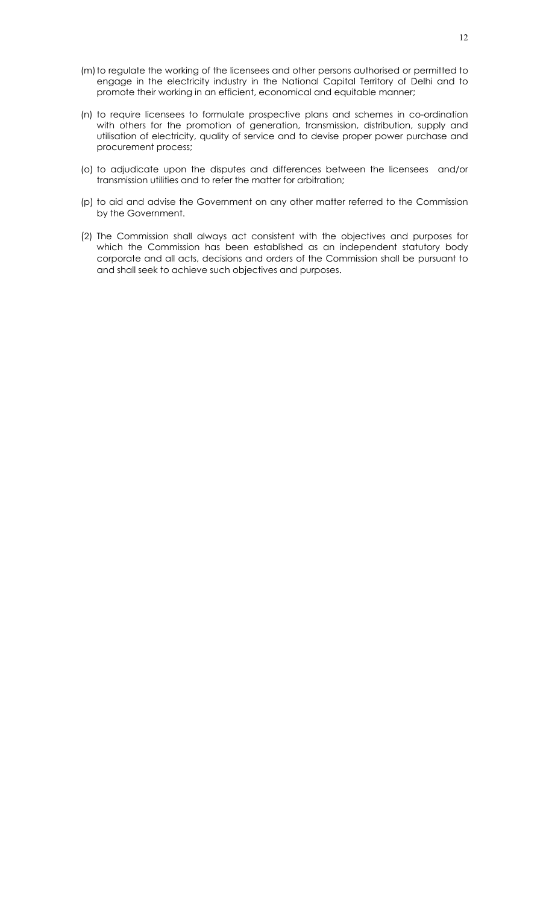(m) to regulate the working of the licensees and other persons authorised or permitted to engage in the electricity industry in the National Capital Territory of Delhi and to promote their working in an efficient, economical and equitable manner;

(n) to require licensees to formulate prospective plans and schemes in co-ordination with others for the promotion of generation, transmission, distribution, supply and utilisation of electricity, quality of service and to devise proper power purchase and procurement process;

(o) to adjudicate upon the disputes and differences between the licensees and/or transmission utilities and to refer the matter for arbitration;

(p) to aid and advise the Government on any other matter referred to the Commission by the Government.

(2) The Commission shall always act consistent with the objectives and purposes for which the Commission has been established as an independent statutory body corporate and all acts, decisions and orders of the Commission shall be pursuant to and shall seek to achieve such objectives and purposes.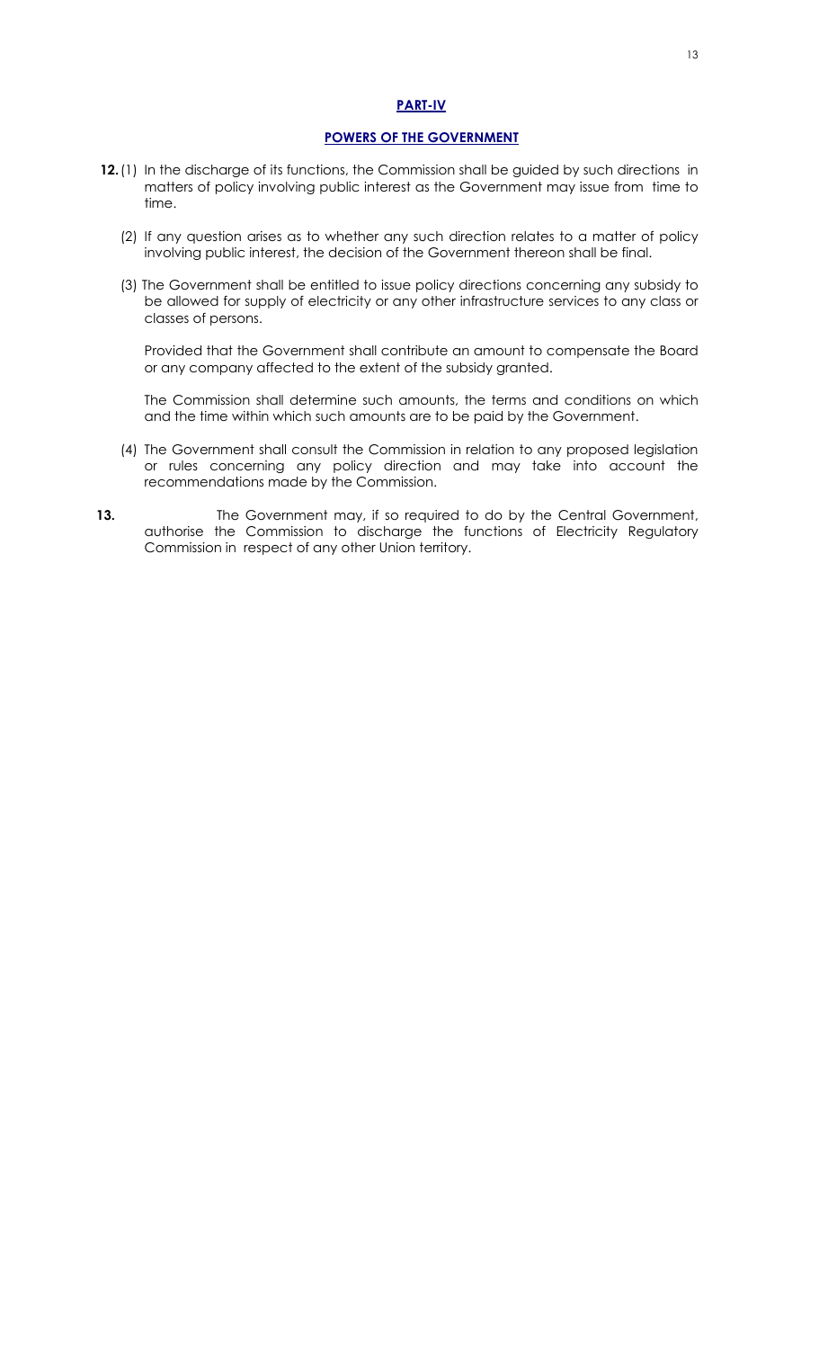## PART-IV

## POWERS OF THE GOVERNMENT

**12.** (1) In the discharge of its functions, the Commission shall be guided by such directions in matters of policy involving public interest as the Government may issue from time to time.

(2) If any question arises as to whether any such direction relates to a matter of policy involving public interest, the decision of the Government thereon shall be final.

(3) The Government shall be entitled to issue policy directions concerning any subsidy to be allowed for supply of electricity or any other infrastructure services to any class or classes of persons.

Provided that the Government shall contribute an amount to compensate the Board or any company affected to the extent of the subsidy granted.

The Commission shall determine such amounts, the terms and conditions on which and the time within which such amounts are to be paid by the Government.

(4) The Government shall consult the Commission in relation to any proposed legislation or rules concerning any policy direction and may take into account the recommendations made by the Commission.

**13.** The Government may, if so required to do by the Central Government, authorise the Commission to discharge the functions of Electricity Regulatory Commission in respect of any other Union territory.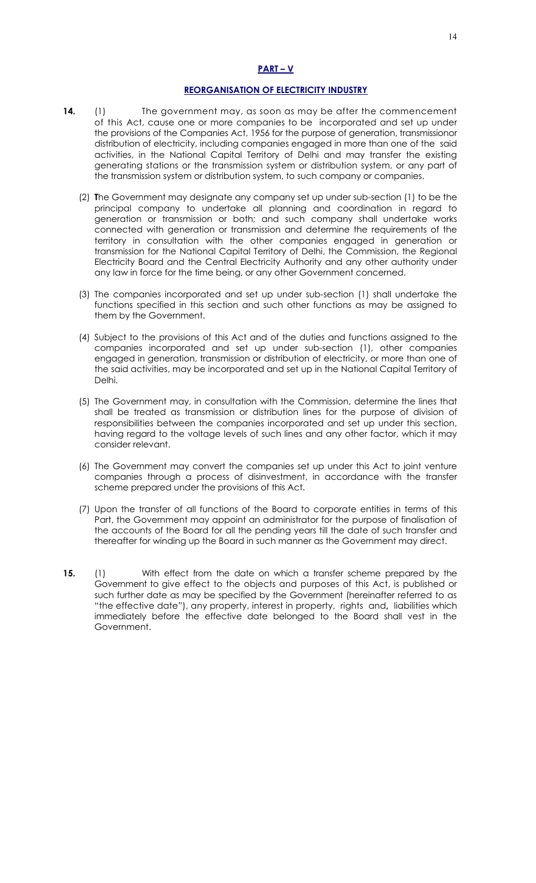## PART – V

## REORGANISATION OF ELECTRICITY INDUSTRY

**14.** (1) The government may, as soon as may be after the commencement of this Act, cause one or more companies to be incorporated and set up under the provisions of the Companies Act, 1956 for the purpose of generation, transmissionor distribution of electricity, including companies engaged in more than one of the said activities, in the National Capital Territory of Delhi and may transfer the existing generating stations or the transmission system or distribution system, or any part of the transmission system or distribution system, to such company or companies.

(2) The Government may designate any company set up under sub-section (1) to be the principal company to undertake all planning and coordination in regard to generation or transmission or both; and such company shall undertake works connected with generation or transmission and determine the requirements of the territory in consultation with the other companies engaged in generation or transmission for the National Capital Territory of Delhi, the Commission, the Regional Electricity Board and the Central Electricity Authority and any other authority under any law in force for the time being, or any other Government concerned.

(3) The companies incorporated and set up under sub-section (1) shall undertake the functions specified in this section and such other functions as may be assigned to them by the Government.

(4) Subject to the provisions of this Act and of the duties and functions assigned to the companies incorporated and set up under sub-section (1), other companies engaged in generation, transmission or distribution of electricity, or more than one of the said activities, may be incorporated and set up in the National Capital Territory of Delhi.

(5) The Government may, in consultation with the Commission, determine the lines that shall be treated as transmission or distribution lines for the purpose of division of responsibilities between the companies incorporated and set up under this section, having regard to the voltage levels of such lines and any other factor, which it may consider relevant.

(6) The Government may convert the companies set up under this Act to joint venture companies through a process of disinvestment, in accordance with the transfer scheme prepared under the provisions of this Act.

(7) Upon the transfer of all functions of the Board to corporate entities in terms of this Part, the Government may appoint an administrator for the purpose of finalisation of the accounts of the Board for all the pending years till the date of such transfer and thereafter for winding up the Board in such manner as the Government may direct.

**15.** (1) With effect from the date on which a transfer scheme prepared by the Government to give effect to the objects and purposes of this Act, is published or such further date as may be specified by the Government (hereinafter referred to as "the effective date"), any property, interest in property, rights and**,** liabilities which immediately before the effective date belonged to the Board shall vest in the Government.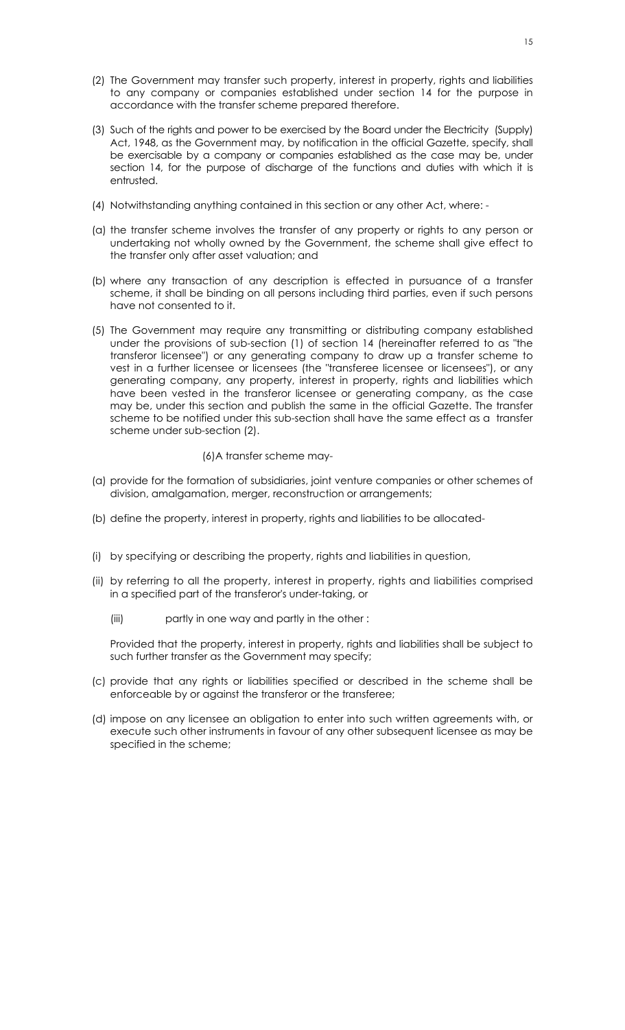(2) The Government may transfer such property, interest in property, rights and liabilities to any company or companies established under section 14 for the purpose in accordance with the transfer scheme prepared therefore.

(3) Such of the rights and power to be exercised by the Board under the Electricity (Supply) Act, 1948, as the Government may, by notification in the official Gazette, specify, shall be exercisable by a company or companies established as the case may be, under section 14, for the purpose of discharge of the functions and duties with which it is entrusted.

(4) Notwithstanding anything contained in this section or any other Act, where: -

(a) the transfer scheme involves the transfer of any property or rights to any person or undertaking not wholly owned by the Government, the scheme shall give effect to the transfer only after asset valuation; and

(b) where any transaction of any description is effected in pursuance of a transfer scheme, it shall be binding on all persons including third parties, even if such persons have not consented to it.

(5) The Government may require any transmitting or distributing company established under the provisions of sub-section (1) of section 14 (hereinafter referred to as "the transferor licensee") or any generating company to draw up a transfer scheme to vest in a further licensee or licensees (the "transferee licensee or licensees"), or any generating company, any property, interest in property, rights and liabilities which have been vested in the transferor licensee or generating company, as the case may be, under this section and publish the same in the official Gazette. The transfer scheme to be notified under this sub-section shall have the same effect as a transfer scheme under sub-section (2).

(6)A transfer scheme may-

(a) provide for the formation of subsidiaries, joint venture companies or other schemes of division, amalgamation, merger, reconstruction or arrangements;

(b) define the property, interest in property, rights and liabilities to be allocated-

(i) by specifying or describing the property, rights and liabilities in question,

(ii) by referring to all the property, interest in property, rights and liabilities comprised in a specified part of the transferor's under-taking, or

(iii) partly in one way and partly in the other :

Provided that the property, interest in property, rights and liabilities shall be subject to such further transfer as the Government may specify;

(c) provide that any rights or liabilities specified or described in the scheme shall be enforceable by or against the transferor or the transferee;

(d) impose on any licensee an obligation to enter into such written agreements with, or execute such other instruments in favour of any other subsequent licensee as may be specified in the scheme;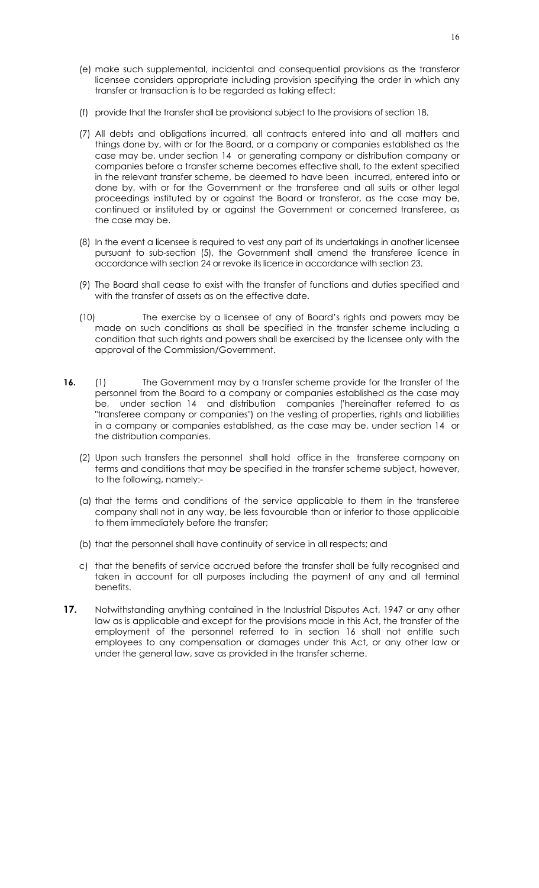(e) make such supplemental, incidental and consequential provisions as the transferor licensee considers appropriate including provision specifying the order in which any transfer or transaction is to be regarded as taking effect;

(f) provide that the transfer shall be provisional subject to the provisions of section 18.

(7) All debts and obligations incurred, all contracts entered into and all matters and things done by, with or for the Board, or a company or companies established as the case may be, under section 14 or generating company or distribution company or companies before a transfer scheme becomes effective shall, to the extent specified in the relevant transfer scheme, be deemed to have been incurred, entered into or done by, with or for the Government or the transferee and all suits or other legal proceedings instituted by or against the Board or transferor, as the case may be, continued or instituted by or against the Government or concerned transferee, as the case may be.

(8) In the event a licensee is required to vest any part of its undertakings in another licensee pursuant to sub-section (5), the Government shall amend the transferee licence in accordance with section 24 or revoke its licence in accordance with section 23.

(9) The Board shall cease to exist with the transfer of functions and duties specified and with the transfer of assets as on the effective date.

(10) The exercise by a licensee of any of Board's rights and powers may be made on such conditions as shall be specified in the transfer scheme including a condition that such rights and powers shall be exercised by the licensee only with the approval of the Commission/Government.

**16.** (1) The Government may by a transfer scheme provide for the transfer of the personnel from the Board to a company or companies established as the case may be, under section 14 and distribution companies ('hereinafter referred to as "transferee company or companies") on the vesting of properties, rights and liabilities in a company or companies established, as the case may be, under section 14 or the distribution companies.

(2) Upon such transfers the personnel shall hold office in the transferee company on terms and conditions that may be specified in the transfer scheme subject, however, to the following, namely:-

(a) that the terms and conditions of the service applicable to them in the transferee company shall not in any way, be less favourable than or inferior to those applicable to them immediately before the transfer;

(b) that the personnel shall have continuity of service in all respects; and

c) that the benefits of service accrued before the transfer shall be fully recognised and taken in account for all purposes including the payment of any and all terminal benefits.

**17.** Notwithstanding anything contained in the Industrial Disputes Act, 1947 or any other law as is applicable and except for the provisions made in this Act, the transfer of the employment of the personnel referred to in section 16 shall not entitle such employees to any compensation or damages under this Act, or any other law or under the general law, save as provided in the transfer scheme.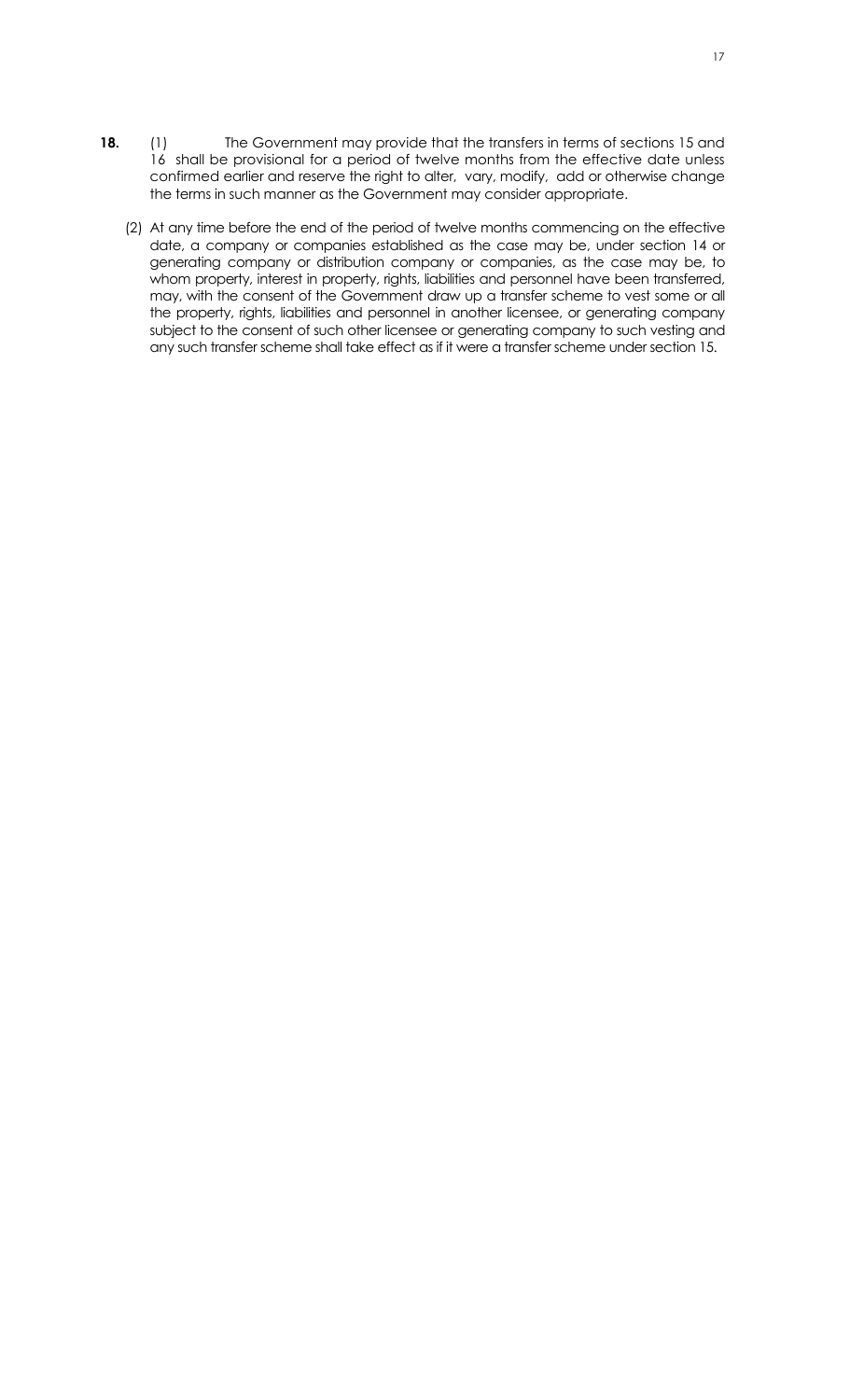**18.** (1) The Government may provide that the transfers in terms of sections 15 and 16 shall be provisional for a period of twelve months from the effective date unless confirmed earlier and reserve the right to alter, vary, modify, add or otherwise change the terms in such manner as the Government may consider appropriate.

(2) At any time before the end of the period of twelve months commencing on the effective date, a company or companies established as the case may be, under section 14 or generating company or distribution company or companies, as the case may be, to whom property, interest in property, rights, liabilities and personnel have been transferred, may, with the consent of the Government draw up a transfer scheme to vest some or all the property, rights, liabilities and personnel in another licensee, or generating company subject to the consent of such other licensee or generating company to such vesting and any such transfer scheme shall take effect as if it were a transfer scheme under section 15.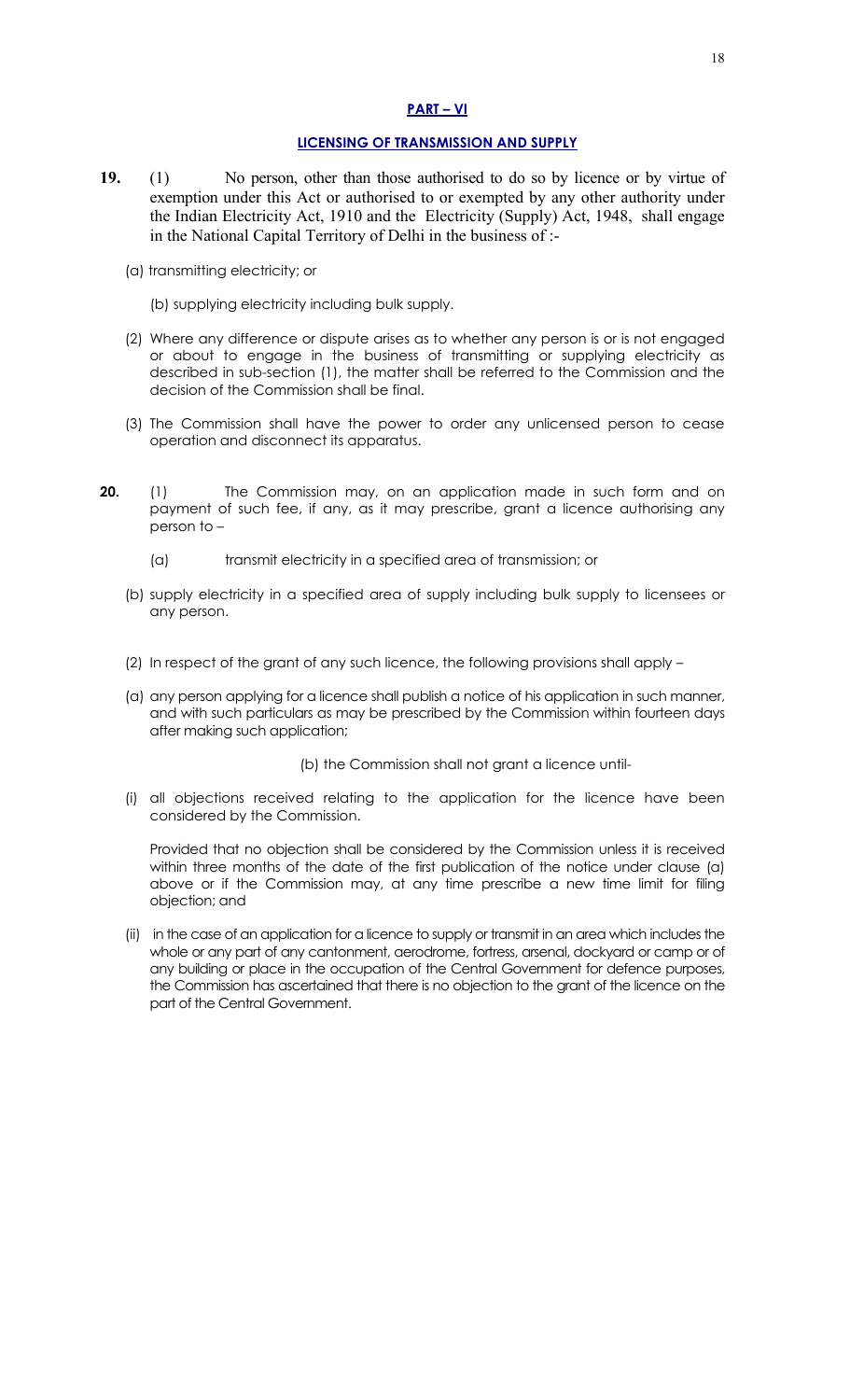## PART – VI

### LICENSING OF TRANSMISSION AND SUPPLY

**19.** (1) No person, other than those authorised to do so by licence or by virtue of exemption under this Act or authorised to or exempted by any other authority under the Indian Electricity Act, 1910 and the Electricity (Supply) Act, 1948, shall engage in the National Capital Territory of Delhi in the business of :-

(a) transmitting electricity; or

(b) supplying electricity including bulk supply.

(2) Where any difference or dispute arises as to whether any person is or is not engaged or about to engage in the business of transmitting or supplying electricity as described in sub-section (1), the matter shall be referred to the Commission and the decision of the Commission shall be final.

(3) The Commission shall have the power to order any unlicensed person to cease operation and disconnect its apparatus.

**20.** (1) The Commission may, on an application made in such form and on payment of such fee, if any, as it may prescribe, grant a licence authorising any person to –

(a) transmit electricity in a specified area of transmission; or

(b) supply electricity in a specified area of supply including bulk supply to licensees or any person.

(2) In respect of the grant of any such licence, the following provisions shall apply –

(a) any person applying for a licence shall publish a notice of his application in such manner, and with such particulars as may be prescribed by the Commission within fourteen days after making such application;

(b) the Commission shall not grant a licence until-

(i) all objections received relating to the application for the licence have been considered by the Commission.

Provided that no objection shall be considered by the Commission unless it is received within three months of the date of the first publication of the notice under clause (a) above or if the Commission may, at any time prescribe a new time limit for filing objection; and

(ii) in the case of an application for a licence to supply or transmit in an area which includes the whole or any part of any cantonment, aerodrome, fortress, arsenal, dockyard or camp or of any building or place in the occupation of the Central Government for defence purposes, the Commission has ascertained that there is no objection to the grant of the licence on the part of the Central Government.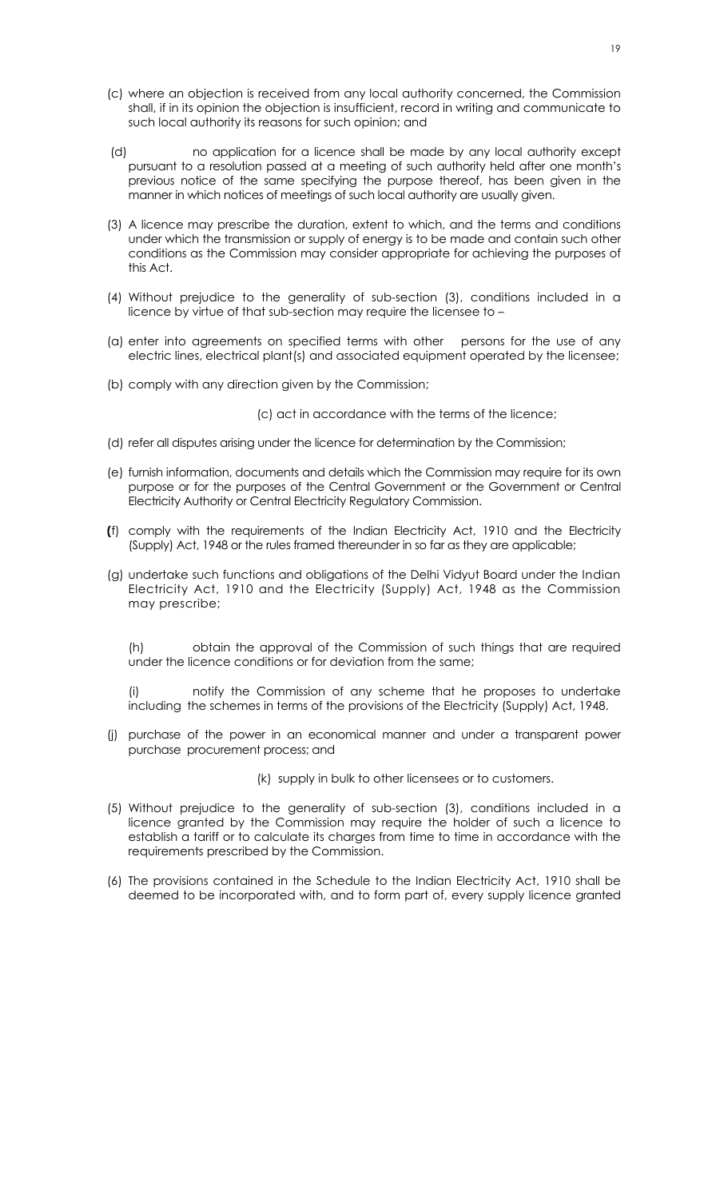(c) where an objection is received from any local authority concerned, the Commission shall, if in its opinion the objection is insufficient, record in writing and communicate to such local authority its reasons for such opinion; and

(d) no application for a licence shall be made by any local authority except pursuant to a resolution passed at a meeting of such authority held after one month's previous notice of the same specifying the purpose thereof, has been given in the manner in which notices of meetings of such local authority are usually given.

(3) A licence may prescribe the duration, extent to which, and the terms and conditions under which the transmission or supply of energy is to be made and contain such other conditions as the Commission may consider appropriate for achieving the purposes of this Act.

(4) Without prejudice to the generality of sub-section (3), conditions included in a licence by virtue of that sub-section may require the licensee to –

(a) enter into agreements on specified terms with other persons for the use of any electric lines, electrical plant(s) and associated equipment operated by the licensee;

(b) comply with any direction given by the Commission;

(c) act in accordance with the terms of the licence;

(d) refer all disputes arising under the licence for determination by the Commission;

(e) furnish information, documents and details which the Commission may require for its own purpose or for the purposes of the Central Government or the Government or Central Electricity Authority or Central Electricity Regulatory Commission.

(f) comply with the requirements of the Indian Electricity Act, 1910 and the Electricity (Supply) Act, 1948 or the rules framed thereunder in so far as they are applicable;

(g) undertake such functions and obligations of the Delhi Vidyut Board under the Indian Electricity Act, 1910 and the Electricity (Supply) Act, 1948 as the Commission may prescribe;

(h) obtain the approval of the Commission of such things that are required under the licence conditions or for deviation from the same;

(i) notify the Commission of any scheme that he proposes to undertake including the schemes in terms of the provisions of the Electricity (Supply) Act, 1948.

(j) purchase of the power in an economical manner and under a transparent power purchase procurement process; and

(k) supply in bulk to other licensees or to customers.

(5) Without prejudice to the generality of sub-section (3), conditions included in a licence granted by the Commission may require the holder of such a licence to establish a tariff or to calculate its charges from time to time in accordance with the requirements prescribed by the Commission.

(6) The provisions contained in the Schedule to the Indian Electricity Act, 1910 shall be deemed to be incorporated with, and to form part of, every supply licence granted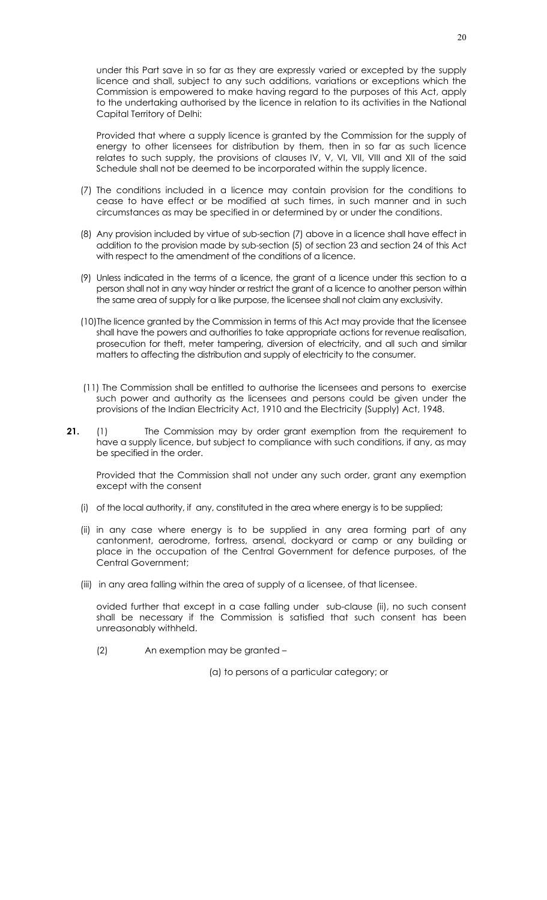under this Part save in so far as they are expressly varied or excepted by the supply licence and shall, subject to any such additions, variations or exceptions which the Commission is empowered to make having regard to the purposes of this Act, apply to the undertaking authorised by the licence in relation to its activities in the National Capital Territory of Delhi:

Provided that where a supply licence is granted by the Commission for the supply of energy to other licensees for distribution by them, then in so far as such licence relates to such supply, the provisions of clauses IV, V, VI, VII, VIII and XII of the said Schedule shall not be deemed to be incorporated within the supply licence.

(7) The conditions included in a licence may contain provision for the conditions to cease to have effect or be modified at such times, in such manner and in such circumstances as may be specified in or determined by or under the conditions.

(8) Any provision included by virtue of sub-section (7) above in a licence shall have effect in addition to the provision made by sub-section (5) of section 23 and section 24 of this Act with respect to the amendment of the conditions of a licence.

(9) Unless indicated in the terms of a licence, the grant of a licence under this section to a person shall not in any way hinder or restrict the grant of a licence to another person within the same area of supply for a like purpose, the licensee shall not claim any exclusivity.

(10) The licence granted by the Commission in terms of this Act may provide that the licensee shall have the powers and authorities to take appropriate actions for revenue realisation, prosecution for theft, meter tampering, diversion of electricity, and all such and similar matters to affecting the distribution and supply of electricity to the consumer.

(11) The Commission shall be entitled to authorise the licensees and persons to exercise such power and authority as the licensees and persons could be given under the provisions of the Indian Electricity Act, 1910 and the Electricity (Supply) Act, 1948.

**21.** (1) The Commission may by order grant exemption from the requirement to have a supply licence, but subject to compliance with such conditions, if any, as may be specified in the order.

Provided that the Commission shall not under any such order, grant any exemption except with the consent

(i) of the local authority, if any, constituted in the area where energy is to be supplied;

(ii) in any case where energy is to be supplied in any area forming part of any cantonment, aerodrome, fortress, arsenal, dockyard or camp or any building or place in the occupation of the Central Government for defence purposes, of the Central Government;

(iii) in any area falling within the area of supply of a licensee, of that licensee.

ovided further that except in a case falling under sub-clause (ii), no such consent shall be necessary if the Commission is satisfied that such consent has been unreasonably withheld.

(2) An exemption may be granted –

(a) to persons of a particular category; or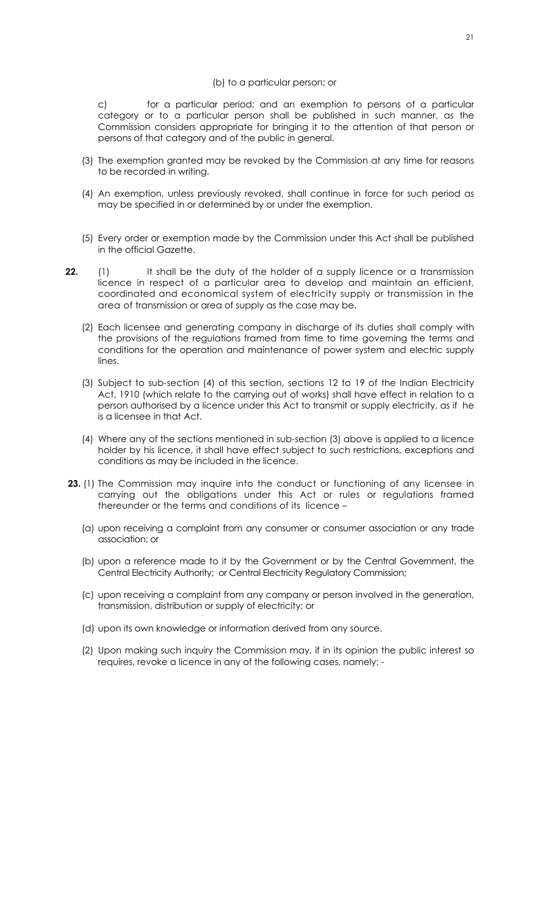(b) to a particular person; or

c) for a particular period; and an exemption to persons of a particular category or to a particular person shall be published in such manner, as the Commission considers appropriate for bringing it to the attention of that person or persons of that category and of the public in general.

(3) The exemption granted may be revoked by the Commission at any time for reasons to be recorded in writing.

(4) An exemption, unless previously revoked, shall continue in force for such period as may be specified in or determined by or under the exemption.

(5) Every order or exemption made by the Commission under this Act shall be published in the official Gazette.

**22.** (1) It shall be the duty of the holder of a supply licence or a transmission licence in respect of a particular area to develop and maintain an efficient, coordinated and economical system of electricity supply or transmission in the area of transmission or area of supply as the case may be.

(2) Each licensee and generating company in discharge of its duties shall comply with the provisions of the regulations framed from time to time governing the terms and conditions for the operation and maintenance of power system and electric supply lines.

(3) Subject to sub-section (4) of this section, sections 12 to 19 of the Indian Electricity Act, 1910 (which relate to the carrying out of works) shall have effect in relation to a person authorised by a licence under this Act to transmit or supply electricity, as if he is a licensee in that Act.

(4) Where any of the sections mentioned in sub-section (3) above is applied to a licence holder by his licence, it shall have effect subject to such restrictions, exceptions and conditions as may be included in the licence.

**23.** (1) The Commission may inquire into the conduct or functioning of any licensee in carrying out the obligations under this Act or rules or regulations framed thereunder or the terms and conditions of its licence –

(a) upon receiving a complaint from any consumer or consumer association or any trade association; or

(b) upon a reference made to it by the Government or by the Central Government, the Central Electricity Authority; or Central Electricity Regulatory Commission;

(c) upon receiving a complaint from any company or person involved in the generation, transmission, distribution or supply of electricity; or

(d) upon its own knowledge or information derived from any source.

(2) Upon making such inquiry the Commission may, if in its opinion the public interest so requires, revoke a licence in any of the following cases, namely: -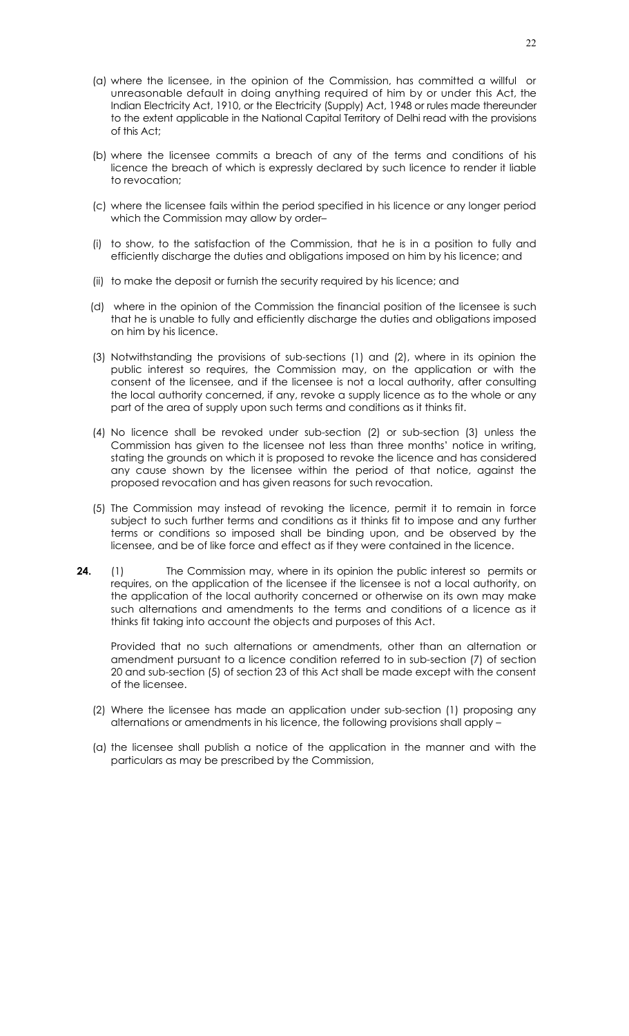(a) where the licensee, in the opinion of the Commission, has committed a willful or unreasonable default in doing anything required of him by or under this Act, the Indian Electricity Act, 1910, or the Electricity (Supply) Act, 1948 or rules made thereunder to the extent applicable in the National Capital Territory of Delhi read with the provisions of this Act;

(b) where the licensee commits a breach of any of the terms and conditions of his licence the breach of which is expressly declared by such licence to render it liable to revocation;

(c) where the licensee fails within the period specified in his licence or any longer period which the Commission may allow by order–

(i) to show, to the satisfaction of the Commission, that he is in a position to fully and efficiently discharge the duties and obligations imposed on him by his licence; and

(ii) to make the deposit or furnish the security required by his licence; and

(d) where in the opinion of the Commission the financial position of the licensee is such that he is unable to fully and efficiently discharge the duties and obligations imposed on him by his licence.

(3) Notwithstanding the provisions of sub-sections (1) and (2), where in its opinion the public interest so requires, the Commission may, on the application or with the consent of the licensee, and if the licensee is not a local authority, after consulting the local authority concerned, if any, revoke a supply licence as to the whole or any part of the area of supply upon such terms and conditions as it thinks fit.

(4) No licence shall be revoked under sub-section (2) or sub-section (3) unless the Commission has given to the licensee not less than three months' notice in writing, stating the grounds on which it is proposed to revoke the licence and has considered any cause shown by the licensee within the period of that notice, against the proposed revocation and has given reasons for such revocation.

(5) The Commission may instead of revoking the licence, permit it to remain in force subject to such further terms and conditions as it thinks fit to impose and any further terms or conditions so imposed shall be binding upon, and be observed by the licensee, and be of like force and effect as if they were contained in the licence.

**24.** (1) The Commission may, where in its opinion the public interest so permits or requires, on the application of the licensee if the licensee is not a local authority, on the application of the local authority concerned or otherwise on its own may make such alternations and amendments to the terms and conditions of a licence as it thinks fit taking into account the objects and purposes of this Act.

Provided that no such alternations or amendments, other than an alternation or amendment pursuant to a licence condition referred to in sub-section (7) of section 20 and sub-section (5) of section 23 of this Act shall be made except with the consent of the licensee.

(2) Where the licensee has made an application under sub-section (1) proposing any alternations or amendments in his licence, the following provisions shall apply –

(a) the licensee shall publish a notice of the application in the manner and with the particulars as may be prescribed by the Commission,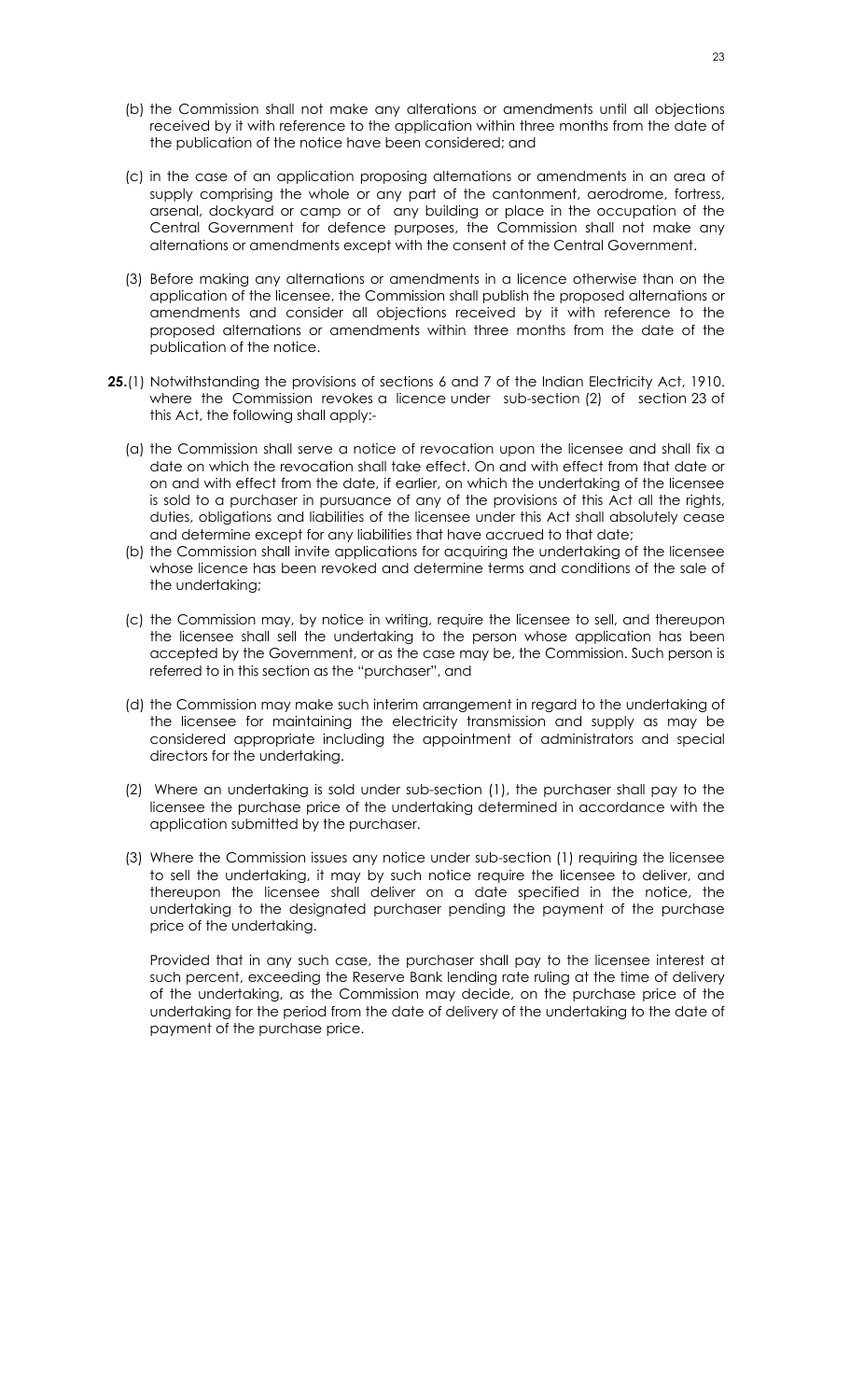(b) the Commission shall not make any alterations or amendments until all objections received by it with reference to the application within three months from the date of the publication of the notice have been considered; and

(c) in the case of an application proposing alternations or amendments in an area of supply comprising the whole or any part of the cantonment, aerodrome, fortress, arsenal, dockyard or camp or of any building or place in the occupation of the Central Government for defence purposes, the Commission shall not make any alternations or amendments except with the consent of the Central Government.

(3) Before making any alternations or amendments in a licence otherwise than on the application of the licensee, the Commission shall publish the proposed alternations or amendments and consider all objections received by it with reference to the proposed alternations or amendments within three months from the date of the publication of the notice.

**25.**(1) Notwithstanding the provisions of sections 6 and 7 of the Indian Electricity Act, 1910. where the Commission revokes a licence under sub-section (2) of section 23 of this Act, the following shall apply:-

(a) the Commission shall serve a notice of revocation upon the licensee and shall fix a date on which the revocation shall take effect. On and with effect from that date or on and with effect from the date, if earlier, on which the undertaking of the licensee is sold to a purchaser in pursuance of any of the provisions of this Act all the rights, duties, obligations and liabilities of the licensee under this Act shall absolutely cease and determine except for any liabilities that have accrued to that date;

(b) the Commission shall invite applications for acquiring the undertaking of the licensee whose licence has been revoked and determine terms and conditions of the sale of the undertaking;

(c) the Commission may, by notice in writing, require the licensee to sell, and thereupon the licensee shall sell the undertaking to the person whose application has been accepted by the Government, or as the case may be, the Commission. Such person is referred to in this section as the "purchaser", and

(d) the Commission may make such interim arrangement in regard to the undertaking of the licensee for maintaining the electricity transmission and supply as may be considered appropriate including the appointment of administrators and special directors for the undertaking.

(2) Where an undertaking is sold under sub-section (1), the purchaser shall pay to the licensee the purchase price of the undertaking determined in accordance with the application submitted by the purchaser.

(3) Where the Commission issues any notice under sub-section (1) requiring the licensee to sell the undertaking, it may by such notice require the licensee to deliver, and thereupon the licensee shall deliver on a date specified in the notice, the undertaking to the designated purchaser pending the payment of the purchase price of the undertaking.

Provided that in any such case, the purchaser shall pay to the licensee interest at such percent, exceeding the Reserve Bank lending rate ruling at the time of delivery of the undertaking, as the Commission may decide, on the purchase price of the undertaking for the period from the date of delivery of the undertaking to the date of payment of the purchase price.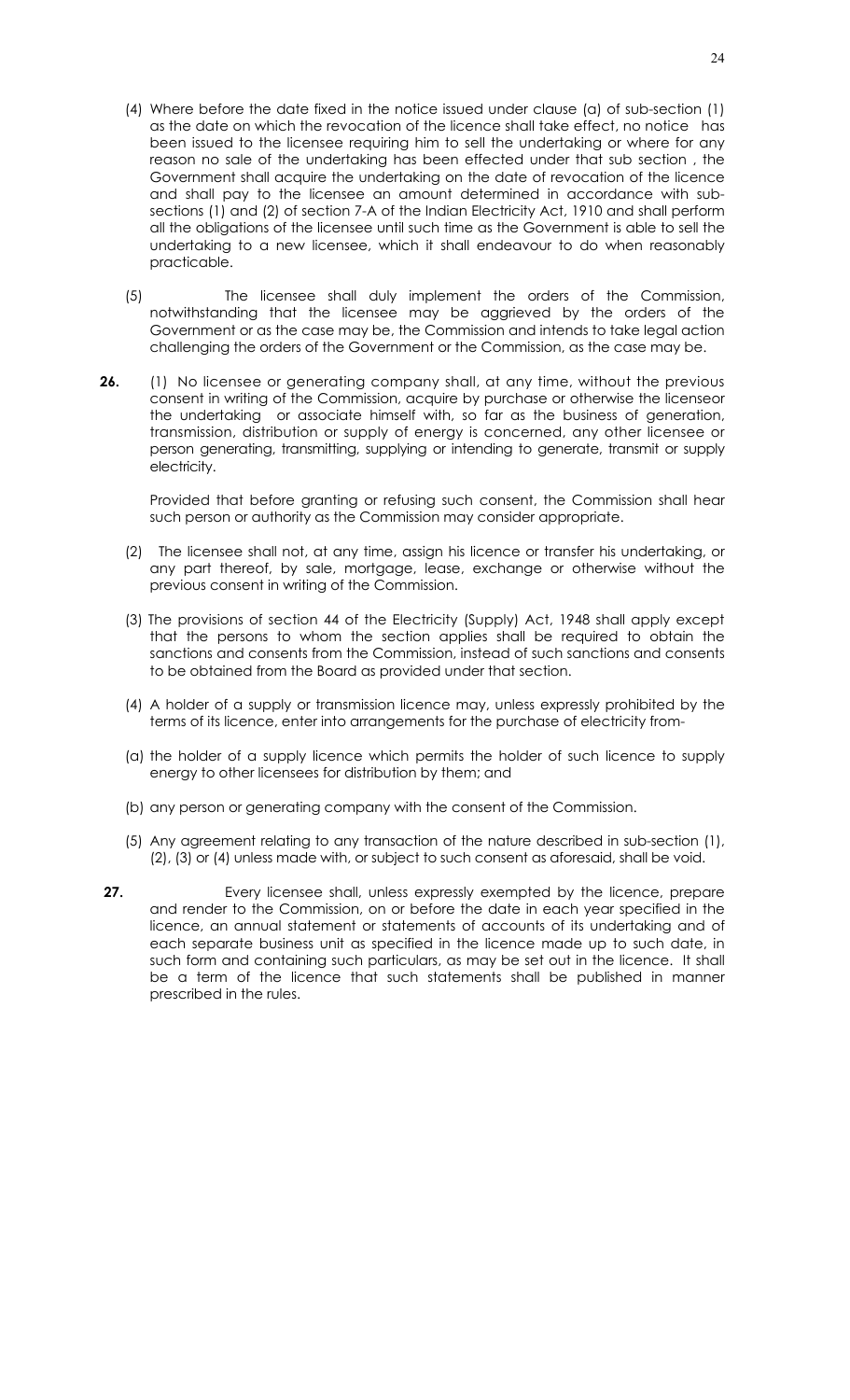(4) Where before the date fixed in the notice issued under clause (a) of sub-section (1) as the date on which the revocation of the licence shall take effect, no notice has been issued to the licensee requiring him to sell the undertaking or where for any reason no sale of the undertaking has been effected under that sub section , the Government shall acquire the undertaking on the date of revocation of the licence and shall pay to the licensee an amount determined in accordance with sub-sections (1) and (2) of section 7-A of the Indian Electricity Act, 1910 and shall perform all the obligations of the licensee until such time as the Government is able to sell the undertaking to a new licensee, which it shall endeavour to do when reasonably practicable.

(5) The licensee shall duly implement the orders of the Commission, notwithstanding that the licensee may be aggrieved by the orders of the Government or as the case may be, the Commission and intends to take legal action challenging the orders of the Government or the Commission, as the case may be.

**26.** (1) No licensee or generating company shall, at any time, without the previous consent in writing of the Commission, acquire by purchase or otherwise the licenseor the undertaking or associate himself with, so far as the business of generation, transmission, distribution or supply of energy is concerned, any other licensee or person generating, transmitting, supplying or intending to generate, transmit or supply electricity.

Provided that before granting or refusing such consent, the Commission shall hear such person or authority as the Commission may consider appropriate.

(2) The licensee shall not, at any time, assign his licence or transfer his undertaking, or any part thereof, by sale, mortgage, lease, exchange or otherwise without the previous consent in writing of the Commission.

(3) The provisions of section 44 of the Electricity (Supply) Act, 1948 shall apply except that the persons to whom the section applies shall be required to obtain the sanctions and consents from the Commission, instead of such sanctions and consents to be obtained from the Board as provided under that section.

(4) A holder of a supply or transmission licence may, unless expressly prohibited by the terms of its licence, enter into arrangements for the purchase of electricity from-

(a) the holder of a supply licence which permits the holder of such licence to supply energy to other licensees for distribution by them; and

(b) any person or generating company with the consent of the Commission.

(5) Any agreement relating to any transaction of the nature described in sub-section (1), (2), (3) or (4) unless made with, or subject to such consent as aforesaid, shall be void.

**27.** Every licensee shall, unless expressly exempted by the licence, prepare and render to the Commission, on or before the date in each year specified in the licence, an annual statement or statements of accounts of its undertaking and of each separate business unit as specified in the licence made up to such date, in such form and containing such particulars, as may be set out in the licence. It shall be a term of the licence that such statements shall be published in manner prescribed in the rules.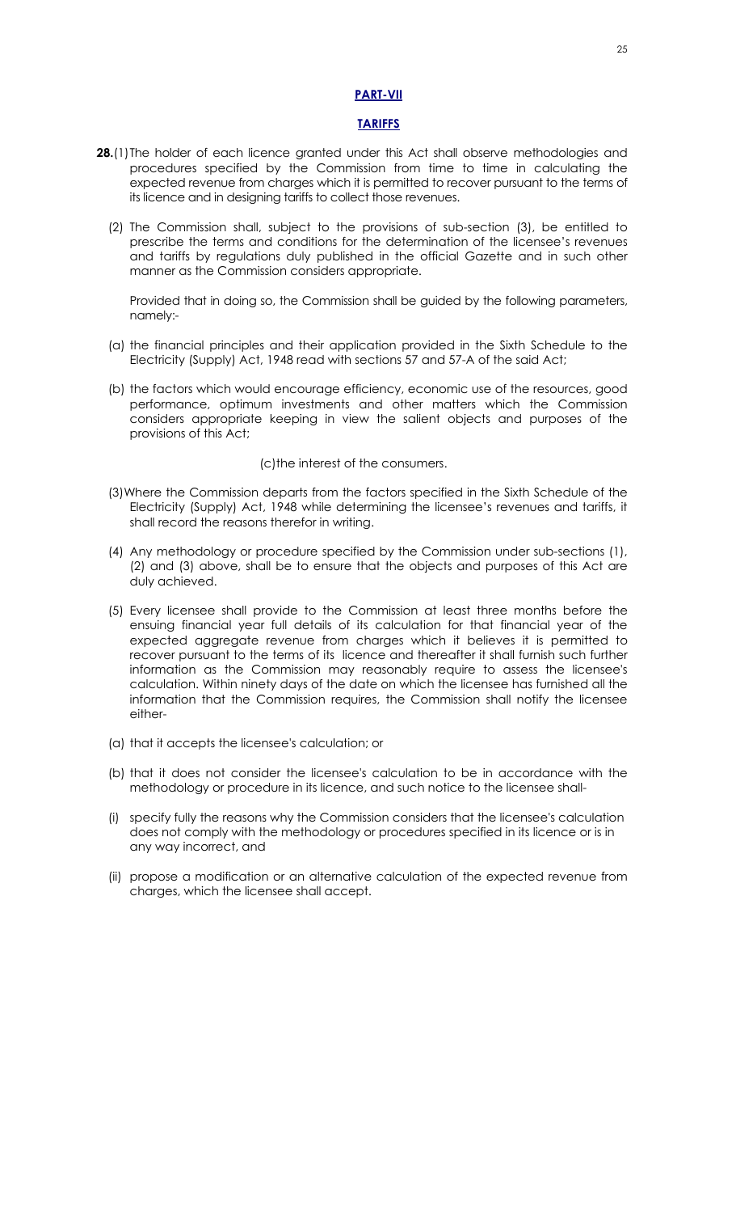## PART-VII

## TARIFFS

**28.**(1) The holder of each licence granted under this Act shall observe methodologies and procedures specified by the Commission from time to time in calculating the expected revenue from charges which it is permitted to recover pursuant to the terms of its licence and in designing tariffs to collect those revenues.

(2) The Commission shall, subject to the provisions of sub-section (3), be entitled to prescribe the terms and conditions for the determination of the licensee's revenues and tariffs by regulations duly published in the official Gazette and in such other manner as the Commission considers appropriate.

Provided that in doing so, the Commission shall be guided by the following parameters, namely:-

(a) the financial principles and their application provided in the Sixth Schedule to the Electricity (Supply) Act, 1948 read with sections 57 and 57-A of the said Act;

(b) the factors which would encourage efficiency, economic use of the resources, good performance, optimum investments and other matters which the Commission considers appropriate keeping in view the salient objects and purposes of the provisions of this Act;

(c) the interest of the consumers.

(3) Where the Commission departs from the factors specified in the Sixth Schedule of the Electricity (Supply) Act, 1948 while determining the licensee's revenues and tariffs, it shall record the reasons therefor in writing.

(4) Any methodology or procedure specified by the Commission under sub-sections (1), (2) and (3) above, shall be to ensure that the objects and purposes of this Act are duly achieved.

(5) Every licensee shall provide to the Commission at least three months before the ensuing financial year full details of its calculation for that financial year of the expected aggregate revenue from charges which it believes it is permitted to recover pursuant to the terms of its licence and thereafter it shall furnish such further information as the Commission may reasonably require to assess the licensee's calculation. Within ninety days of the date on which the licensee has furnished all the information that the Commission requires, the Commission shall notify the licensee either-

(a) that it accepts the licensee's calculation; or

(b) that it does not consider the licensee's calculation to be in accordance with the methodology or procedure in its licence, and such notice to the licensee shall-

(i) specify fully the reasons why the Commission considers that the licensee's calculation does not comply with the methodology or procedures specified in its licence or is in any way incorrect, and

(ii) propose a modification or an alternative calculation of the expected revenue from charges, which the licensee shall accept.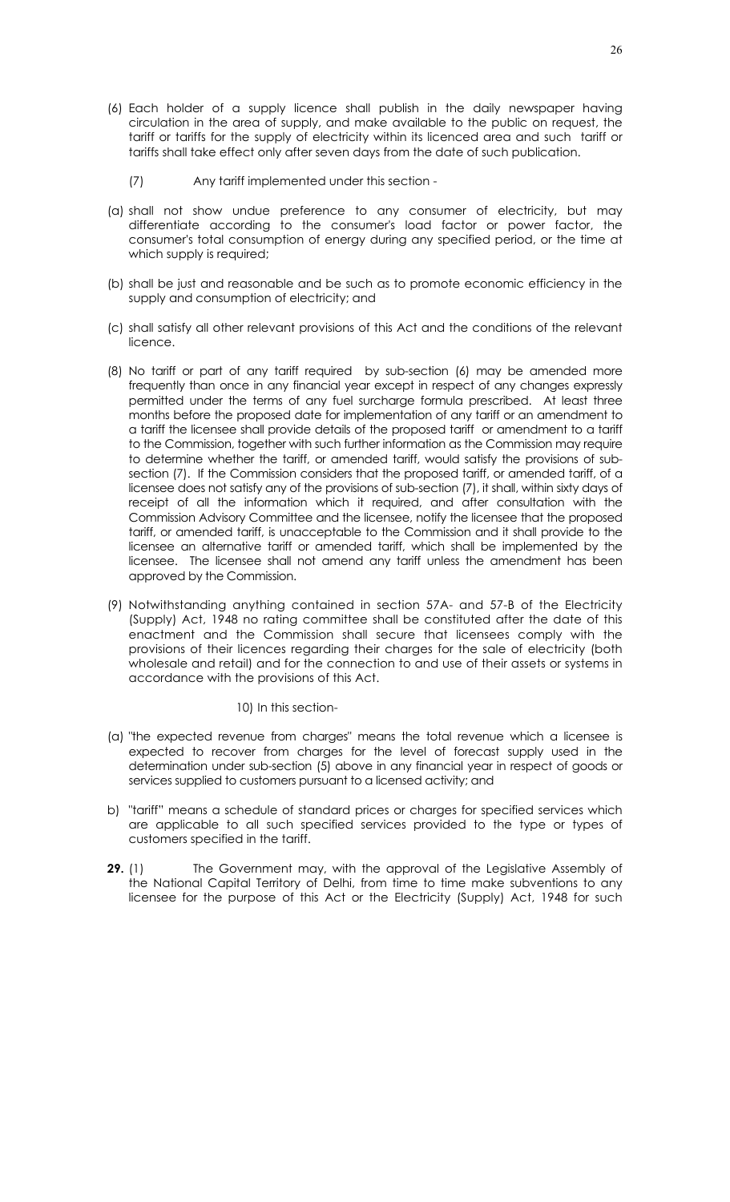(6) Each holder of a supply licence shall publish in the daily newspaper having circulation in the area of supply, and make available to the public on request, the tariff or tariffs for the supply of electricity within its licenced area and such tariff or tariffs shall take effect only after seven days from the date of such publication.

(7) Any tariff implemented under this section -

(a) shall not show undue preference to any consumer of electricity, but may differentiate according to the consumer's load factor or power factor, the consumer's total consumption of energy during any specified period, or the time at which supply is required;

(b) shall be just and reasonable and be such as to promote economic efficiency in the supply and consumption of electricity; and

(c) shall satisfy all other relevant provisions of this Act and the conditions of the relevant licence.

(8) No tariff or part of any tariff required by sub-section (6) may be amended more frequently than once in any financial year except in respect of any changes expressly permitted under the terms of any fuel surcharge formula prescribed. At least three months before the proposed date for implementation of any tariff or an amendment to a tariff the licensee shall provide details of the proposed tariff or amendment to a tariff to the Commission, together with such further information as the Commission may require to determine whether the tariff, or amended tariff, would satisfy the provisions of sub-section (7). If the Commission considers that the proposed tariff, or amended tariff, of a licensee does not satisfy any of the provisions of sub-section (7), it shall, within sixty days of receipt of all the information which it required, and after consultation with the Commission Advisory Committee and the licensee, notify the licensee that the proposed tariff, or amended tariff, is unacceptable to the Commission and it shall provide to the licensee an alternative tariff or amended tariff, which shall be implemented by the licensee. The licensee shall not amend any tariff unless the amendment has been approved by the Commission.

(9) Notwithstanding anything contained in section 57A- and 57-B of the Electricity (Supply) Act, 1948 no rating committee shall be constituted after the date of this enactment and the Commission shall secure that licensees comply with the provisions of their licences regarding their charges for the sale of electricity (both wholesale and retail) and for the connection to and use of their assets or systems in accordance with the provisions of this Act.

10) In this section-

(a) "the expected revenue from charges" means the total revenue which a licensee is expected to recover from charges for the level of forecast supply used in the determination under sub-section (5) above in any financial year in respect of goods or services supplied to customers pursuant to a licensed activity; and

b) "tariff" means a schedule of standard prices or charges for specified services which are applicable to all such specified services provided to the type or types of customers specified in the tariff.

**29.** (1) The Government may, with the approval of the Legislative Assembly of the National Capital Territory of Delhi, from time to time make subventions to any licensee for the purpose of this Act or the Electricity (Supply) Act, 1948 for such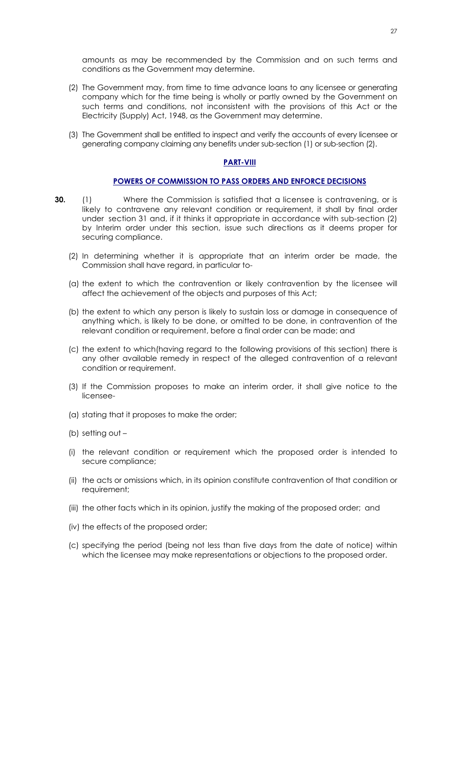amounts as may be recommended by the Commission and on such terms and conditions as the Government may determine.

(2) The Government may, from time to time advance loans to any licensee or generating company which for the time being is wholly or partly owned by the Government on such terms and conditions, not inconsistent with the provisions of this Act or the Electricity (Supply) Act, 1948, as the Government may determine.

(3) The Government shall be entitled to inspect and verify the accounts of every licensee or generating company claiming any benefits under sub-section (1) or sub-section (2).

## PART-VIII

### POWERS OF COMMISSION TO PASS ORDERS AND ENFORCE DECISIONS

**30.** (1) Where the Commission is satisfied that a licensee is contravening, or is likely to contravene any relevant condition or requirement, it shall by final order under section 31 and, if it thinks it appropriate in accordance with sub-section (2) by Interim order under this section, issue such directions as it deems proper for securing compliance.

(2) In determining whether it is appropriate that an interim order be made, the Commission shall have regard, in particular to-

(a) the extent to which the contravention or likely contravention by the licensee will affect the achievement of the objects and purposes of this Act;

(b) the extent to which any person is likely to sustain loss or damage in consequence of anything which, is likely to be done, or omitted to be done, in contravention of the relevant condition or requirement, before a final order can be made; and

(c) the extent to which(having regard to the following provisions of this section) there is any other available remedy in respect of the alleged contravention of a relevant condition or requirement.

(3) If the Commission proposes to make an interim order, it shall give notice to the licensee-

(a) stating that it proposes to make the order;

(b) setting out –

(i) the relevant condition or requirement which the proposed order is intended to secure compliance;

(ii) the acts or omissions which, in its opinion constitute contravention of that condition or requirement;

(iii) the other facts which in its opinion, justify the making of the proposed order; and

(iv) the effects of the proposed order;

(c) specifying the period (being not less than five days from the date of notice) within which the licensee may make representations or objections to the proposed order.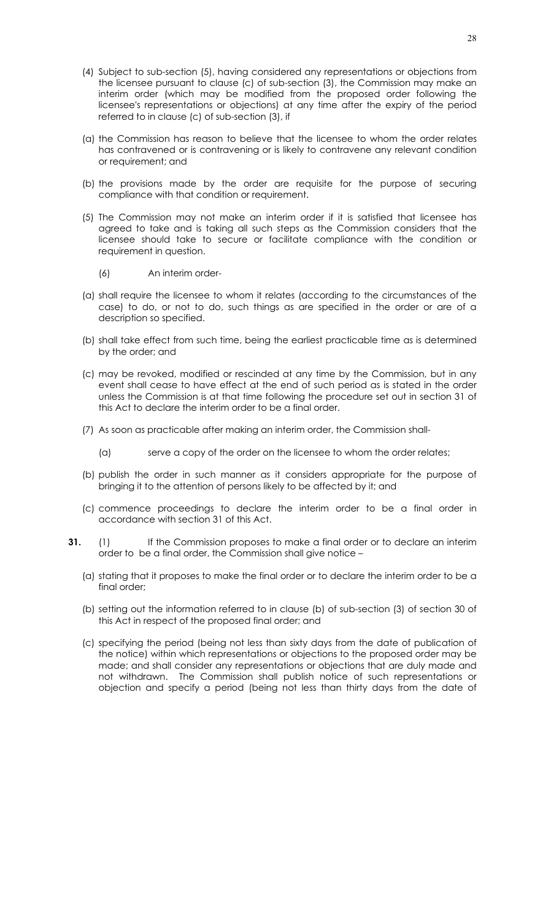(4) Subject to sub-section (5), having considered any representations or objections from the licensee pursuant to clause (c) of sub-section (3), the Commission may make an interim order (which may be modified from the proposed order following the licensee's representations or objections) at any time after the expiry of the period referred to in clause (c) of sub-section (3), if

(a) the Commission has reason to believe that the licensee to whom the order relates has contravened or is contravening or is likely to contravene any relevant condition or requirement; and

(b) the provisions made by the order are requisite for the purpose of securing compliance with that condition or requirement.

(5) The Commission may not make an interim order if it is satisfied that licensee has agreed to take and is taking all such steps as the Commission considers that the licensee should take to secure or facilitate compliance with the condition or requirement in question.

(6) An interim order-

(a) shall require the licensee to whom it relates (according to the circumstances of the case) to do, or not to do, such things as are specified in the order or are of a description so specified.

(b) shall take effect from such time, being the earliest practicable time as is determined by the order; and

(c) may be revoked, modified or rescinded at any time by the Commission, but in any event shall cease to have effect at the end of such period as is stated in the order unless the Commission is at that time following the procedure set out in section 31 of this Act to declare the interim order to be a final order.

(7) As soon as practicable after making an interim order, the Commission shall-

(a) serve a copy of the order on the licensee to whom the order relates;

(b) publish the order in such manner as it considers appropriate for the purpose of bringing it to the attention of persons likely to be affected by it; and

(c) commence proceedings to declare the interim order to be a final order in accordance with section 31 of this Act.

**31.** (1) If the Commission proposes to make a final order or to declare an interim order to be a final order, the Commission shall give notice –

(a) stating that it proposes to make the final order or to declare the interim order to be a final order;

(b) setting out the information referred to in clause (b) of sub-section (3) of section 30 of this Act in respect of the proposed final order; and

(c) specifying the period (being not less than sixty days from the date of publication of the notice) within which representations or objections to the proposed order may be made; and shall consider any representations or objections that are duly made and not withdrawn. The Commission shall publish notice of such representations or objection and specify a period (being not less than thirty days from the date of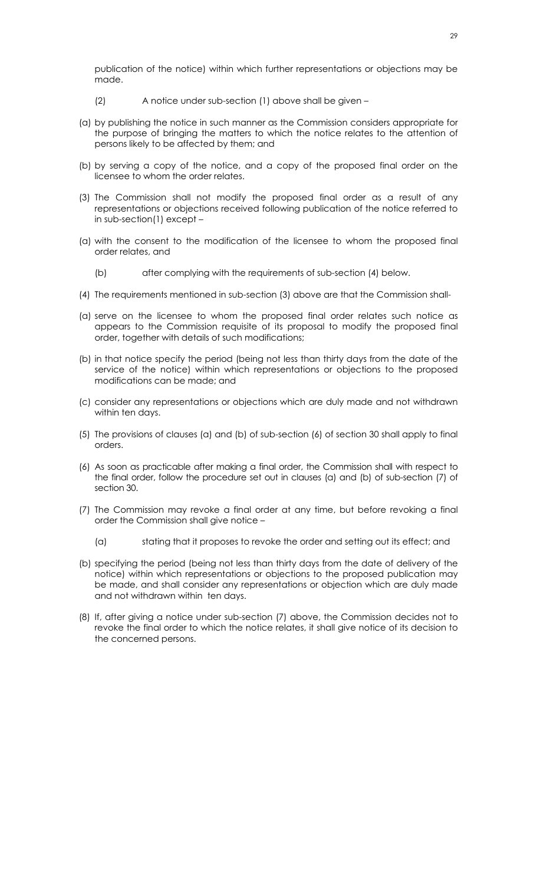publication of the notice) within which further representations or objections may be made.

(2) A notice under sub-section (1) above shall be given –

(a) by publishing the notice in such manner as the Commission considers appropriate for the purpose of bringing the matters to which the notice relates to the attention of persons likely to be affected by them; and

(b) by serving a copy of the notice, and a copy of the proposed final order on the licensee to whom the order relates.

(3) The Commission shall not modify the proposed final order as a result of any representations or objections received following publication of the notice referred to in sub-section(1) except –

(a) with the consent to the modification of the licensee to whom the proposed final order relates, and

(b) after complying with the requirements of sub-section (4) below.

(4) The requirements mentioned in sub-section (3) above are that the Commission shall-

(a) serve on the licensee to whom the proposed final order relates such notice as appears to the Commission requisite of its proposal to modify the proposed final order, together with details of such modifications;

(b) in that notice specify the period (being not less than thirty days from the date of the service of the notice) within which representations or objections to the proposed modifications can be made; and

(c) consider any representations or objections which are duly made and not withdrawn within ten days.

(5) The provisions of clauses (a) and (b) of sub-section (6) of section 30 shall apply to final orders.

(6) As soon as practicable after making a final order, the Commission shall with respect to the final order, follow the procedure set out in clauses (a) and (b) of sub-section (7) of section 30.

(7) The Commission may revoke a final order at any time, but before revoking a final order the Commission shall give notice –

(a) stating that it proposes to revoke the order and setting out its effect; and

(b) specifying the period (being not less than thirty days from the date of delivery of the notice) within which representations or objections to the proposed publication may be made, and shall consider any representations or objection which are duly made and not withdrawn within ten days.

(8) If, after giving a notice under sub-section (7) above, the Commission decides not to revoke the final order to which the notice relates, it shall give notice of its decision to the concerned persons.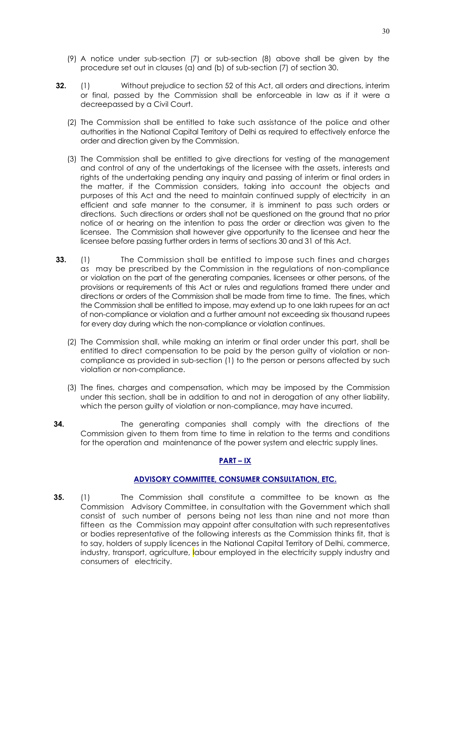(9) A notice under sub-section (7) or sub-section (8) above shall be given by the procedure set out in clauses (a) and (b) of sub-section (7) of section 30.

**32.** (1) Without prejudice to section 52 of this Act, all orders and directions, interim or final, passed by the Commission shall be enforceable in law as if it were a decreepassed by a Civil Court.

(2) The Commission shall be entitled to take such assistance of the police and other authorities in the National Capital Territory of Delhi as required to effectively enforce the order and direction given by the Commission.

(3) The Commission shall be entitled to give directions for vesting of the management and control of any of the undertakings of the licensee with the assets, interests and rights of the undertaking pending any inquiry and passing of interim or final orders in the matter, if the Commission considers, taking into account the objects and purposes of this Act and the need to maintain continued supply of electricity in an efficient and safe manner to the consumer, it is imminent to pass such orders or directions. Such directions or orders shall not be questioned on the ground that no prior notice of or hearing on the intention to pass the order or direction was given to the licensee. The Commission shall however give opportunity to the licensee and hear the licensee before passing further orders in terms of sections 30 and 31 of this Act.

**33.** (1) The Commission shall be entitled to impose such fines and charges as may be prescribed by the Commission in the regulations of non-compliance or violation on the part of the generating companies, licensees or other persons, of the provisions or requirements of this Act or rules and regulations framed there under and directions or orders of the Commission shall be made from time to time. The fines, which the Commission shall be entitled to impose, may extend up to one lakh rupees for an act of non-compliance or violation and a further amount not exceeding six thousand rupees for every day during which the non-compliance or violation continues.

(2) The Commission shall, while making an interim or final order under this part, shall be entitled to direct compensation to be paid by the person guilty of violation or non-compliance as provided in sub-section (1) to the person or persons affected by such violation or non-compliance.

(3) The fines, charges and compensation, which may be imposed by the Commission under this section, shall be in addition to and not in derogation of any other liability, which the person guilty of violation or non-compliance, may have incurred.

**34.** The generating companies shall comply with the directions of the Commission given to them from time to time in relation to the terms and conditions for the operation and maintenance of the power system and electric supply lines.

## PART – IX

## ADVISORY COMMITTEE, CONSUMER CONSULTATION, ETC.

**35.** (1) The Commission shall constitute a committee to be known as the Commission Advisory Committee, in consultation with the Government which shall consist of such number of persons being not less than nine and not more than fifteen as the Commission may appoint after consultation with such representatives or bodies representative of the following interests as the Commission thinks fit, that is to say, holders of supply licences in the National Capital Territory of Delhi, commerce, industry, transport, agriculture, labour employed in the electricity supply industry and consumers of electricity.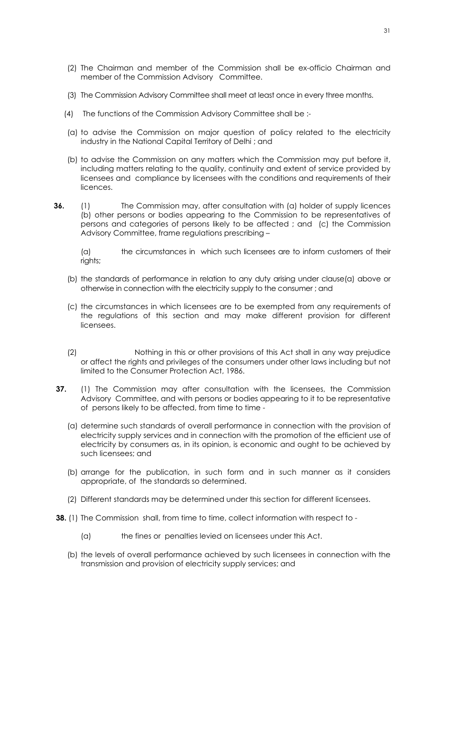(2) The Chairman and member of the Commission shall be ex-officio Chairman and member of the Commission Advisory Committee.

(3) The Commission Advisory Committee shall meet at least once in every three months.

(4) The functions of the Commission Advisory Committee shall be :-

(a) to advise the Commission on major question of policy related to the electricity industry in the National Capital Territory of Delhi ; and

(b) to advise the Commission on any matters which the Commission may put before it, including matters relating to the quality, continuity and extent of service provided by licensees and compliance by licensees with the conditions and requirements of their licences.

**36.** (1) The Commission may, after consultation with (a) holder of supply licences (b) other persons or bodies appearing to the Commission to be representatives of persons and categories of persons likely to be affected ; and (c) the Commission Advisory Committee, frame regulations prescribing –

(a) the circumstances in which such licensees are to inform customers of their rights;

(b) the standards of performance in relation to any duty arising under clause(a) above or otherwise in connection with the electricity supply to the consumer ; and

(c) the circumstances in which licensees are to be exempted from any requirements of the regulations of this section and may make different provision for different licensees.

(2) Nothing in this or other provisions of this Act shall in any way prejudice or affect the rights and privileges of the consumers under other laws including but not limited to the Consumer Protection Act, 1986.

**37.** (1) The Commission may after consultation with the licensees, the Commission Advisory Committee, and with persons or bodies appearing to it to be representative of persons likely to be affected, from time to time -

(a) determine such standards of overall performance in connection with the provision of electricity supply services and in connection with the promotion of the efficient use of electricity by consumers as, in its opinion, is economic and ought to be achieved by such licensees; and

(b) arrange for the publication, in such form and in such manner as it considers appropriate, of the standards so determined.

(2) Different standards may be determined under this section for different licensees.

**38.** (1) The Commission shall, from time to time, collect information with respect to -

(a) the fines or penalties levied on licensees under this Act.

(b) the levels of overall performance achieved by such licensees in connection with the transmission and provision of electricity supply services; and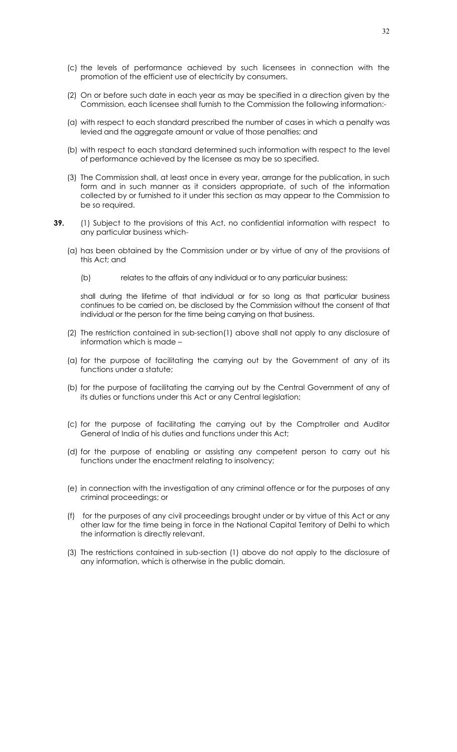(c) the levels of performance achieved by such licensees in connection with the promotion of the efficient use of electricity by consumers.

(2) On or before such date in each year as may be specified in a direction given by the Commission, each licensee shall furnish to the Commission the following information:-

(a) with respect to each standard prescribed the number of cases in which a penalty was levied and the aggregate amount or value of those penalties; and

(b) with respect to each standard determined such information with respect to the level of performance achieved by the licensee as may be so specified.

(3) The Commission shall, at least once in every year, arrange for the publication, in such form and in such manner as it considers appropriate, of such of the information collected by or furnished to it under this section as may appear to the Commission to be so required.

**39.** (1) Subject to the provisions of this Act, no confidential information with respect to any particular business which-

(a) has been obtained by the Commission under or by virtue of any of the provisions of this Act; and

(b) relates to the affairs of any individual or to any particular business:

shall during the lifetime of that individual or for so long as that particular business continues to be carried on, be disclosed by the Commission without the consent of that individual or the person for the time being carrying on that business.

(2) The restriction contained in sub-section(1) above shall not apply to any disclosure of information which is made –

(a) for the purpose of facilitating the carrying out by the Government of any of its functions under a statute;

(b) for the purpose of facilitating the carrying out by the Central Government of any of its duties or functions under this Act or any Central legislation;

(c) for the purpose of facilitating the carrying out by the Comptroller and Auditor General of India of his duties and functions under this Act;

(d) for the purpose of enabling or assisting any competent person to carry out his functions under the enactment relating to insolvency;

(e) in connection with the investigation of any criminal offence or for the purposes of any criminal proceedings; or

(f) for the purposes of any civil proceedings brought under or by virtue of this Act or any other law for the time being in force in the National Capital Territory of Delhi to which the information is directly relevant.

(3) The restrictions contained in sub-section (1) above do not apply to the disclosure of any information, which is otherwise in the public domain.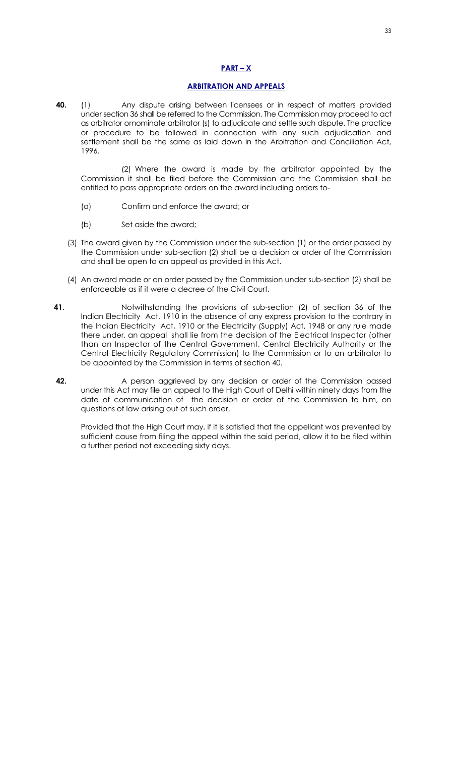## PART – X

## ARBITRATION AND APPEALS

**40.** (1) Any dispute arising between licensees or in respect of matters provided under section 36 shall be referred to the Commission. The Commission may proceed to act as arbitrator ornominate arbitrator (s) to adjudicate and settle such dispute. The practice or procedure to be followed in connection with any such adjudication and settlement shall be the same as laid down in the Arbitration and Conciliation Act, 1996.

(2) Where the award is made by the arbitrator appointed by the Commission it shall be filed before the Commission and the Commission shall be entitled to pass appropriate orders on the award including orders to-

(a) Confirm and enforce the award; or

(b) Set aside the award;

(3) The award given by the Commission under the sub-section (1) or the order passed by the Commission under sub-section (2) shall be a decision or order of the Commission and shall be open to an appeal as provided in this Act.

(4) An award made or an order passed by the Commission under sub-section (2) shall be enforceable as if it were a decree of the Civil Court.

**41**. Notwithstanding the provisions of sub-section (2) of section 36 of the Indian Electricity Act, 1910 in the absence of any express provision to the contrary in the Indian Electricity Act, 1910 or the Electricity (Supply) Act, 1948 or any rule made there under, an appeal shall lie from the decision of the Electrical Inspector (other than an Inspector of the Central Government, Central Electricity Authority or the Central Electricity Regulatory Commission) to the Commission or to an arbitrator to be appointed by the Commission in terms of section 40.

**42.** A person aggrieved by any decision or order of the Commission passed under this Act may file an appeal to the High Court of Delhi within ninety days from the date of communication of the decision or order of the Commission to him, on questions of law arising out of such order.

Provided that the High Court may, if it is satisfied that the appellant was prevented by sufficient cause from filing the appeal within the said period, allow it to be filed within a further period not exceeding sixty days.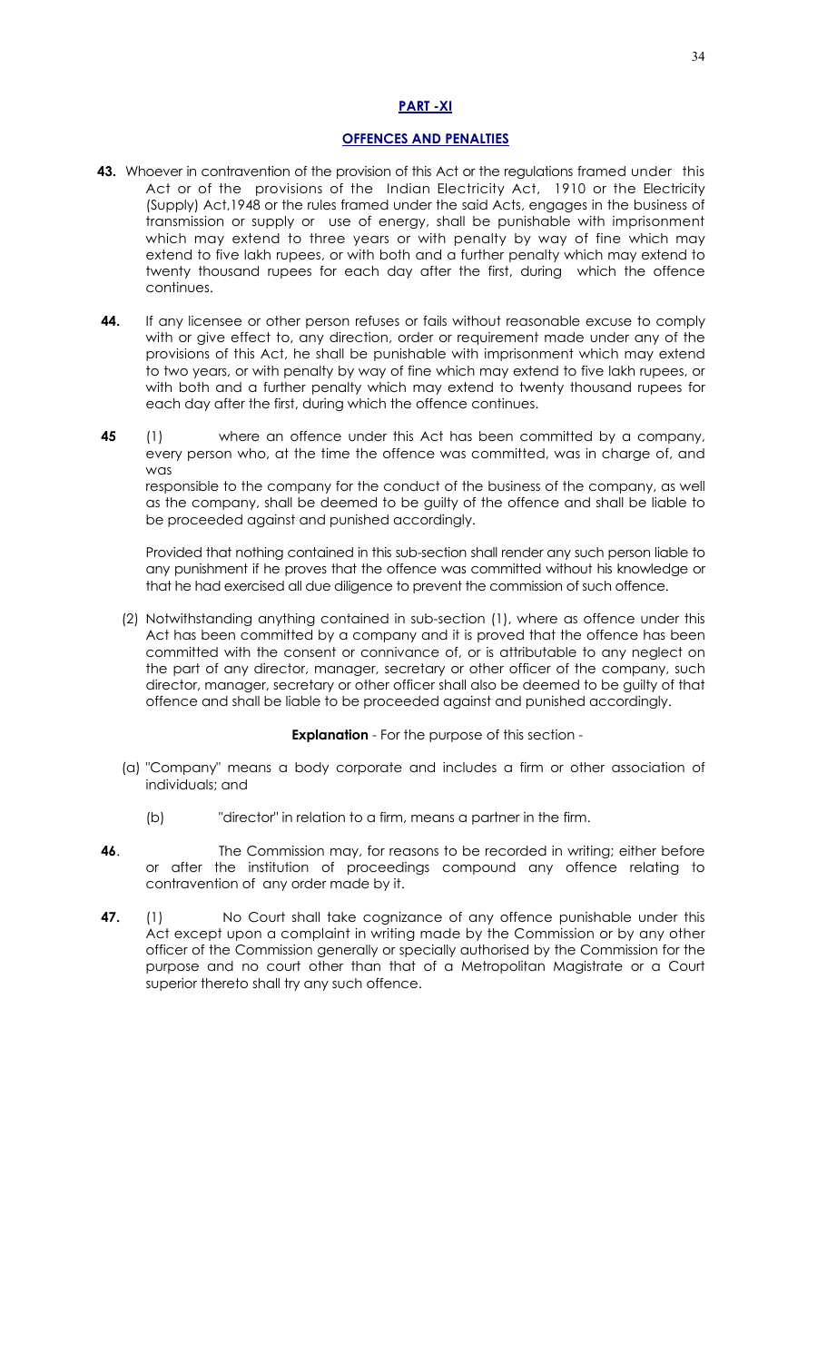## PART -XI

## OFFENCES AND PENALTIES

**43.** Whoever in contravention of the provision of this Act or the regulations framed under this Act or of the provisions of the Indian Electricity Act, 1910 or the Electricity (Supply) Act,1948 or the rules framed under the said Acts, engages in the business of transmission or supply or use of energy, shall be punishable with imprisonment which may extend to three years or with penalty by way of fine which may extend to five lakh rupees, or with both and a further penalty which may extend to twenty thousand rupees for each day after the first, during which the offence continues.

**44.** If any licensee or other person refuses or fails without reasonable excuse to comply with or give effect to, any direction, order or requirement made under any of the provisions of this Act, he shall be punishable with imprisonment which may extend to two years, or with penalty by way of fine which may extend to five lakh rupees, or with both and a further penalty which may extend to twenty thousand rupees for each day after the first, during which the offence continues.

**45** (1) where an offence under this Act has been committed by a company, every person who, at the time the offence was committed, was in charge of, and was responsible to the company for the conduct of the business of the company, as well as the company, shall be deemed to be guilty of the offence and shall be liable to be proceeded against and punished accordingly.

Provided that nothing contained in this sub-section shall render any such person liable to any punishment if he proves that the offence was committed without his knowledge or that he had exercised all due diligence to prevent the commission of such offence.

(2) Notwithstanding anything contained in sub-section (1), where as offence under this Act has been committed by a company and it is proved that the offence has been committed with the consent or connivance of, or is attributable to any neglect on the part of any director, manager, secretary or other officer of the company, such director, manager, secretary or other officer shall also be deemed to be guilty of that offence and shall be liable to be proceeded against and punished accordingly.

**Explanation** - For the purpose of this section -

(a) "Company" means a body corporate and includes a firm or other association of individuals; and

(b) "director" in relation to a firm, means a partner in the firm.

**46**. The Commission may, for reasons to be recorded in writing; either before or after the institution of proceedings compound any offence relating to contravention of any order made by it.

**47.** (1) No Court shall take cognizance of any offence punishable under this Act except upon a complaint in writing made by the Commission or by any other officer of the Commission generally or specially authorised by the Commission for the purpose and no court other than that of a Metropolitan Magistrate or a Court superior thereto shall try any such offence.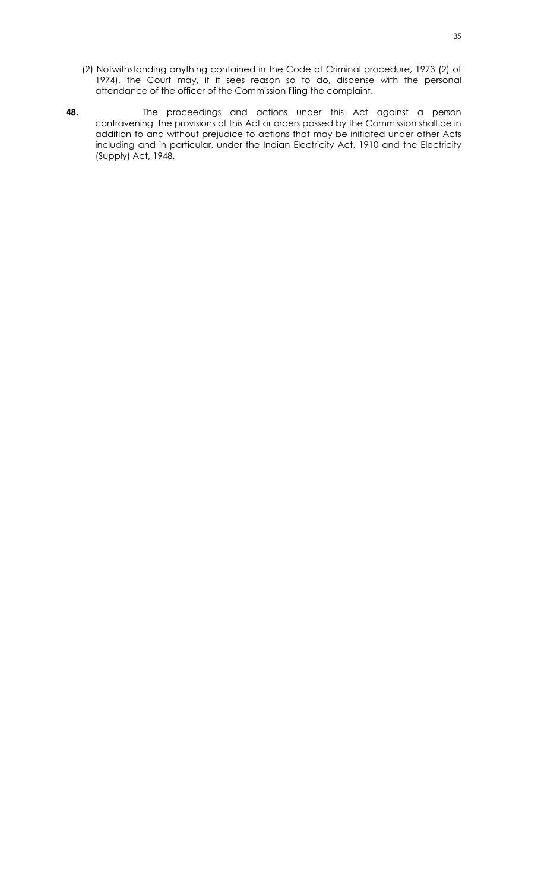(2) Notwithstanding anything contained in the Code of Criminal procedure, 1973 (2) of 1974), the Court may, if it sees reason so to do, dispense with the personal attendance of the officer of the Commission filing the complaint.

**48.** The proceedings and actions under this Act against a person contravening the provisions of this Act or orders passed by the Commission shall be in addition to and without prejudice to actions that may be initiated under other Acts including and in particular, under the Indian Electricity Act, 1910 and the Electricity (Supply) Act, 1948.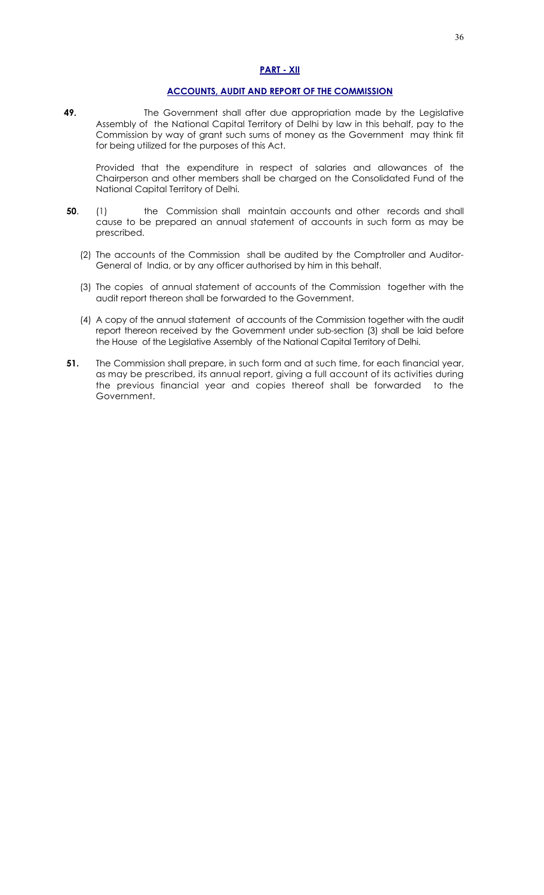## PART - XII

## ACCOUNTS, AUDIT AND REPORT OF THE COMMISSION

**49.** The Government shall after due appropriation made by the Legislative Assembly of the National Capital Territory of Delhi by law in this behalf, pay to the Commission by way of grant such sums of money as the Government may think fit for being utilized for the purposes of this Act.

Provided that the expenditure in respect of salaries and allowances of the Chairperson and other members shall be charged on the Consolidated Fund of the National Capital Territory of Delhi.

**50**. (1) the Commission shall maintain accounts and other records and shall cause to be prepared an annual statement of accounts in such form as may be prescribed.

(2) The accounts of the Commission shall be audited by the Comptroller and Auditor-General of India, or by any officer authorised by him in this behalf.

(3) The copies of annual statement of accounts of the Commission together with the audit report thereon shall be forwarded to the Government.

(4) A copy of the annual statement of accounts of the Commission together with the audit report thereon received by the Government under sub-section (3) shall be laid before the House of the Legislative Assembly of the National Capital Territory of Delhi.

**51.** The Commission shall prepare, in such form and at such time, for each financial year, as may be prescribed, its annual report, giving a full account of its activities during the previous financial year and copies thereof shall be forwarded to the Government.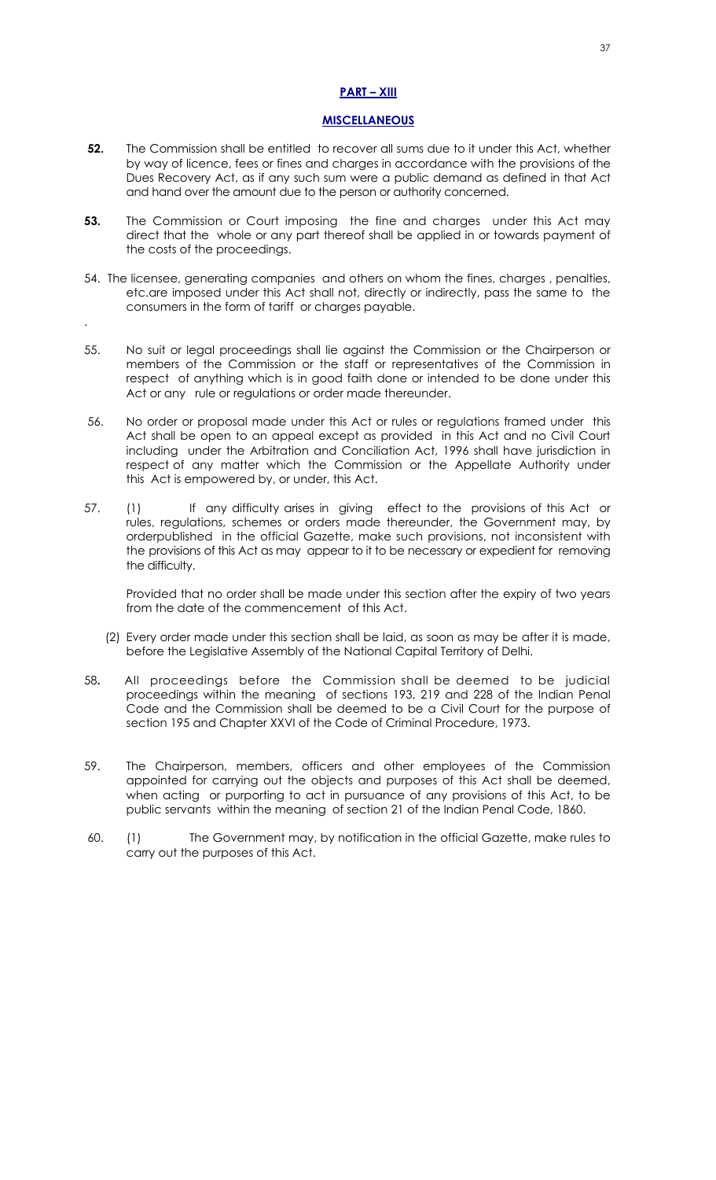## PART – XIII

## MISCELLANEOUS

**52.** The Commission shall be entitled to recover all sums due to it under this Act, whether by way of licence, fees or fines and charges in accordance with the provisions of the Dues Recovery Act, as if any such sum were a public demand as defined in that Act and hand over the amount due to the person or authority concerned.

**53.** The Commission or Court imposing the fine and charges under this Act may direct that the whole or any part thereof shall be applied in or towards payment of the costs of the proceedings.

54. The licensee, generating companies and others on whom the fines, charges , penalties, etc.are imposed under this Act shall not, directly or indirectly, pass the same to the consumers in the form of tariff or charges payable.

.

55. No suit or legal proceedings shall lie against the Commission or the Chairperson or members of the Commission or the staff or representatives of the Commission in respect of anything which is in good faith done or intended to be done under this Act or any rule or regulations or order made thereunder.

56. No order or proposal made under this Act or rules or regulations framed under this Act shall be open to an appeal except as provided in this Act and no Civil Court including under the Arbitration and Conciliation Act, 1996 shall have jurisdiction in respect of any matter which the Commission or the Appellate Authority under this Act is empowered by, or under, this Act.

57. (1) If any difficulty arises in giving effect to the provisions of this Act or rules, regulations, schemes or orders made thereunder, the Government may, by orderpublished in the official Gazette, make such provisions, not inconsistent with the provisions of this Act as may appear to it to be necessary or expedient for removing the difficulty.

Provided that no order shall be made under this section after the expiry of two years from the date of the commencement of this Act.

(2) Every order made under this section shall be laid, as soon as may be after it is made, before the Legislative Assembly of the National Capital Territory of Delhi.

58**.** All proceedings before the Commission shall be deemed to be judicial proceedings within the meaning of sections 193, 219 and 228 of the Indian Penal Code and the Commission shall be deemed to be a Civil Court for the purpose of section 195 and Chapter XXVI of the Code of Criminal Procedure, 1973.

59. The Chairperson, members, officers and other employees of the Commission appointed for carrying out the objects and purposes of this Act shall be deemed, when acting or purporting to act in pursuance of any provisions of this Act, to be public servants within the meaning of section 21 of the Indian Penal Code, 1860.

60. (1) The Government may, by notification in the official Gazette, make rules to carry out the purposes of this Act.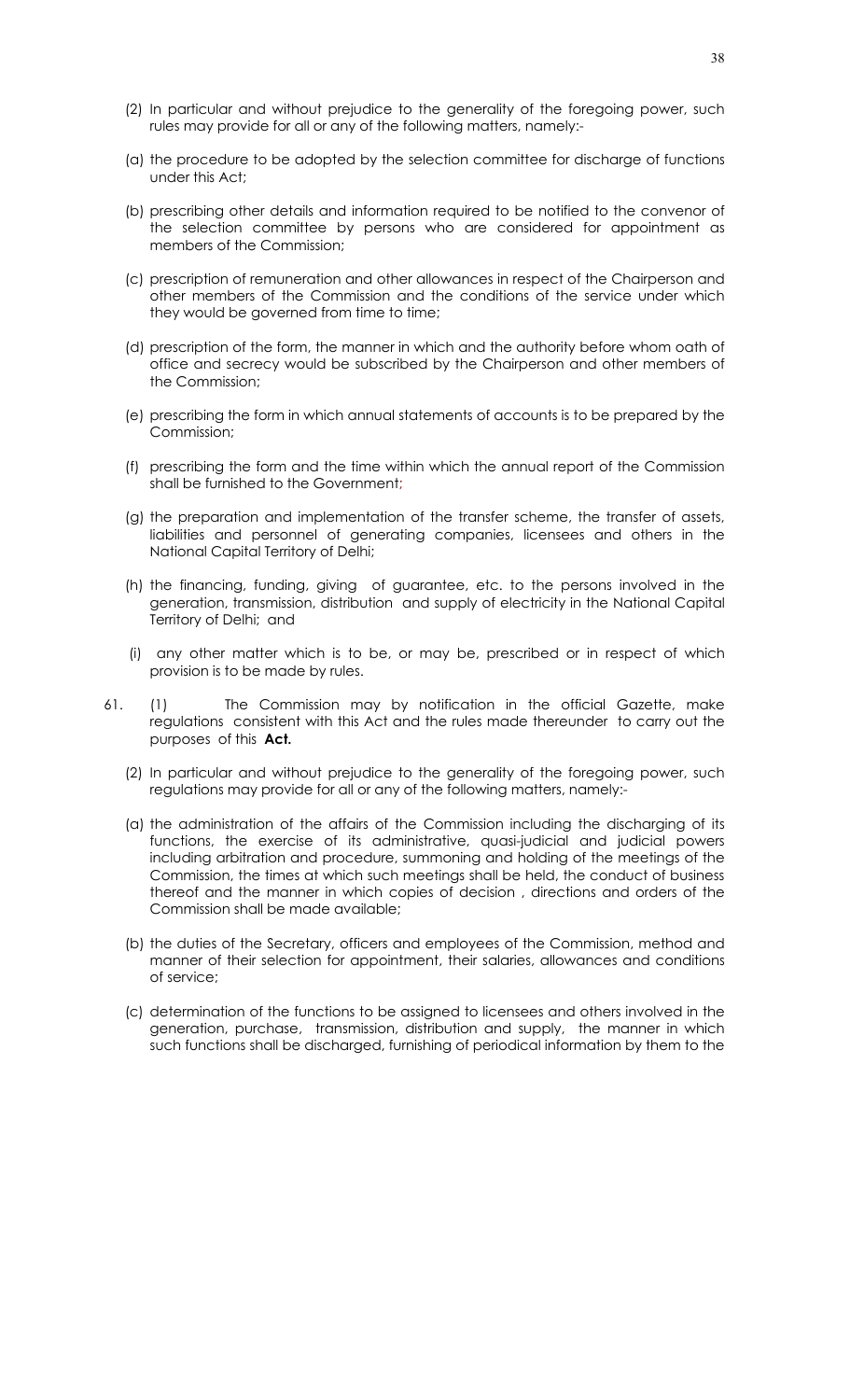(2) In particular and without prejudice to the generality of the foregoing power, such rules may provide for all or any of the following matters, namely:-

(a) the procedure to be adopted by the selection committee for discharge of functions under this Act;

(b) prescribing other details and information required to be notified to the convenor of the selection committee by persons who are considered for appointment as members of the Commission;

(c) prescription of remuneration and other allowances in respect of the Chairperson and other members of the Commission and the conditions of the service under which they would be governed from time to time;

(d) prescription of the form, the manner in which and the authority before whom oath of office and secrecy would be subscribed by the Chairperson and other members of the Commission;

(e) prescribing the form in which annual statements of accounts is to be prepared by the Commission;

(f) prescribing the form and the time within which the annual report of the Commission shall be furnished to the Government;

(g) the preparation and implementation of the transfer scheme, the transfer of assets, liabilities and personnel of generating companies, licensees and others in the National Capital Territory of Delhi;

(h) the financing, funding, giving of guarantee, etc. to the persons involved in the generation, transmission, distribution and supply of electricity in the National Capital Territory of Delhi; and

(i) any other matter which is to be, or may be, prescribed or in respect of which provision is to be made by rules.

61. (1) The Commission may by notification in the official Gazette, make regulations consistent with this Act and the rules made thereunder to carry out the purposes of this **Act.**

(2) In particular and without prejudice to the generality of the foregoing power, such regulations may provide for all or any of the following matters, namely:-

(a) the administration of the affairs of the Commission including the discharging of its functions, the exercise of its administrative, quasi-judicial and judicial powers including arbitration and procedure, summoning and holding of the meetings of the Commission, the times at which such meetings shall be held, the conduct of business thereof and the manner in which copies of decision , directions and orders of the Commission shall be made available;

(b) the duties of the Secretary, officers and employees of the Commission, method and manner of their selection for appointment, their salaries, allowances and conditions of service;

(c) determination of the functions to be assigned to licensees and others involved in the generation, purchase, transmission, distribution and supply, the manner in which such functions shall be discharged, furnishing of periodical information by them to the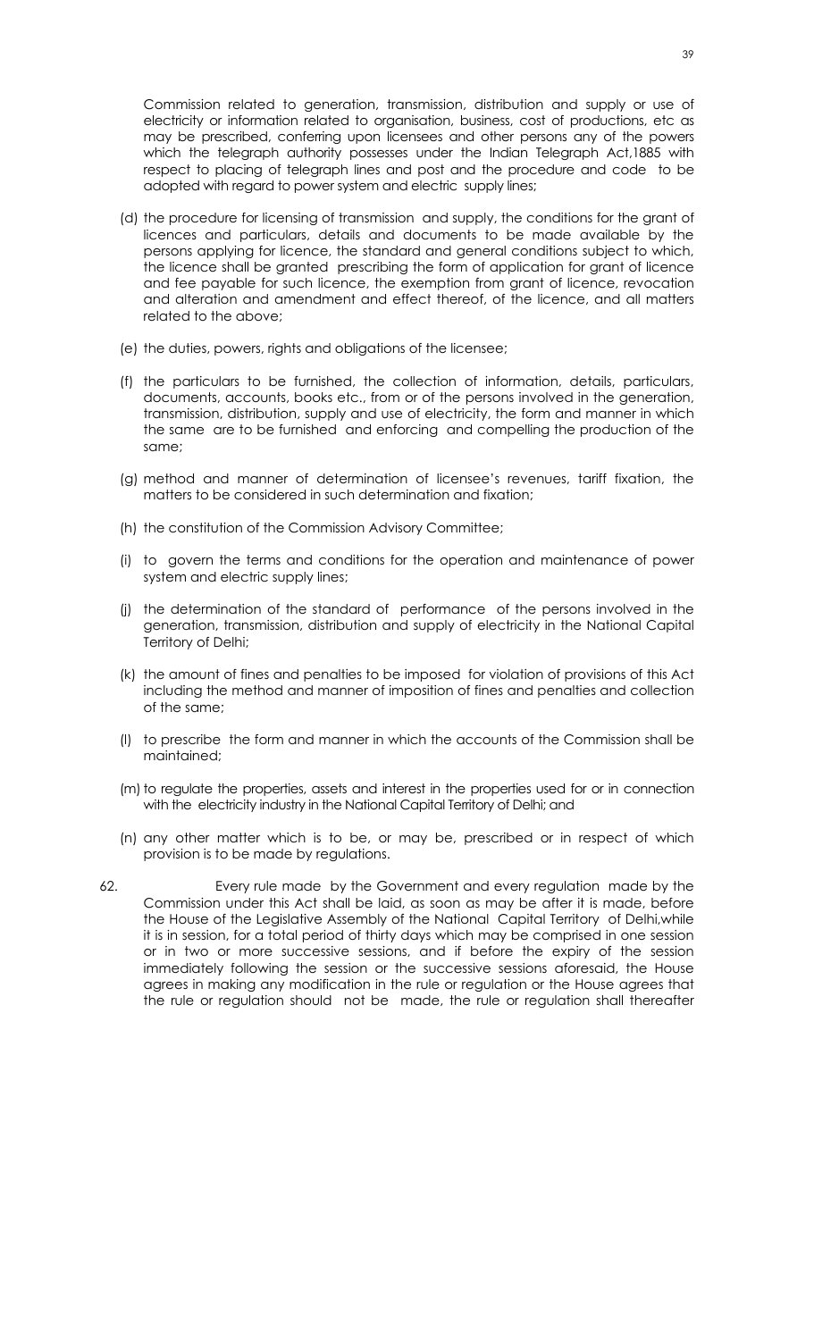Commission related to generation, transmission, distribution and supply or use of electricity or information related to organisation, business, cost of productions, etc as may be prescribed, conferring upon licensees and other persons any of the powers which the telegraph authority possesses under the Indian Telegraph Act,1885 with respect to placing of telegraph lines and post and the procedure and code to be adopted with regard to power system and electric supply lines;

(d) the procedure for licensing of transmission and supply, the conditions for the grant of licences and particulars, details and documents to be made available by the persons applying for licence, the standard and general conditions subject to which, the licence shall be granted prescribing the form of application for grant of licence and fee payable for such licence, the exemption from grant of licence, revocation and alteration and amendment and effect thereof, of the licence, and all matters related to the above;

(e) the duties, powers, rights and obligations of the licensee;

(f) the particulars to be furnished, the collection of information, details, particulars, documents, accounts, books etc., from or of the persons involved in the generation, transmission, distribution, supply and use of electricity, the form and manner in which the same are to be furnished and enforcing and compelling the production of the same;

(g) method and manner of determination of licensee's revenues, tariff fixation, the matters to be considered in such determination and fixation;

(h) the constitution of the Commission Advisory Committee;

(i) to govern the terms and conditions for the operation and maintenance of power system and electric supply lines;

(j) the determination of the standard of performance of the persons involved in the generation, transmission, distribution and supply of electricity in the National Capital Territory of Delhi;

(k) the amount of fines and penalties to be imposed for violation of provisions of this Act including the method and manner of imposition of fines and penalties and collection of the same;

(l) to prescribe the form and manner in which the accounts of the Commission shall be maintained;

(m) to regulate the properties, assets and interest in the properties used for or in connection with the electricity industry in the National Capital Territory of Delhi; and

(n) any other matter which is to be, or may be, prescribed or in respect of which provision is to be made by regulations.

62. Every rule made by the Government and every regulation made by the Commission under this Act shall be laid, as soon as may be after it is made, before the House of the Legislative Assembly of the National Capital Territory of Delhi,while it is in session, for a total period of thirty days which may be comprised in one session or in two or more successive sessions, and if before the expiry of the session immediately following the session or the successive sessions aforesaid, the House agrees in making any modification in the rule or regulation or the House agrees that the rule or regulation should not be made, the rule or regulation shall thereafter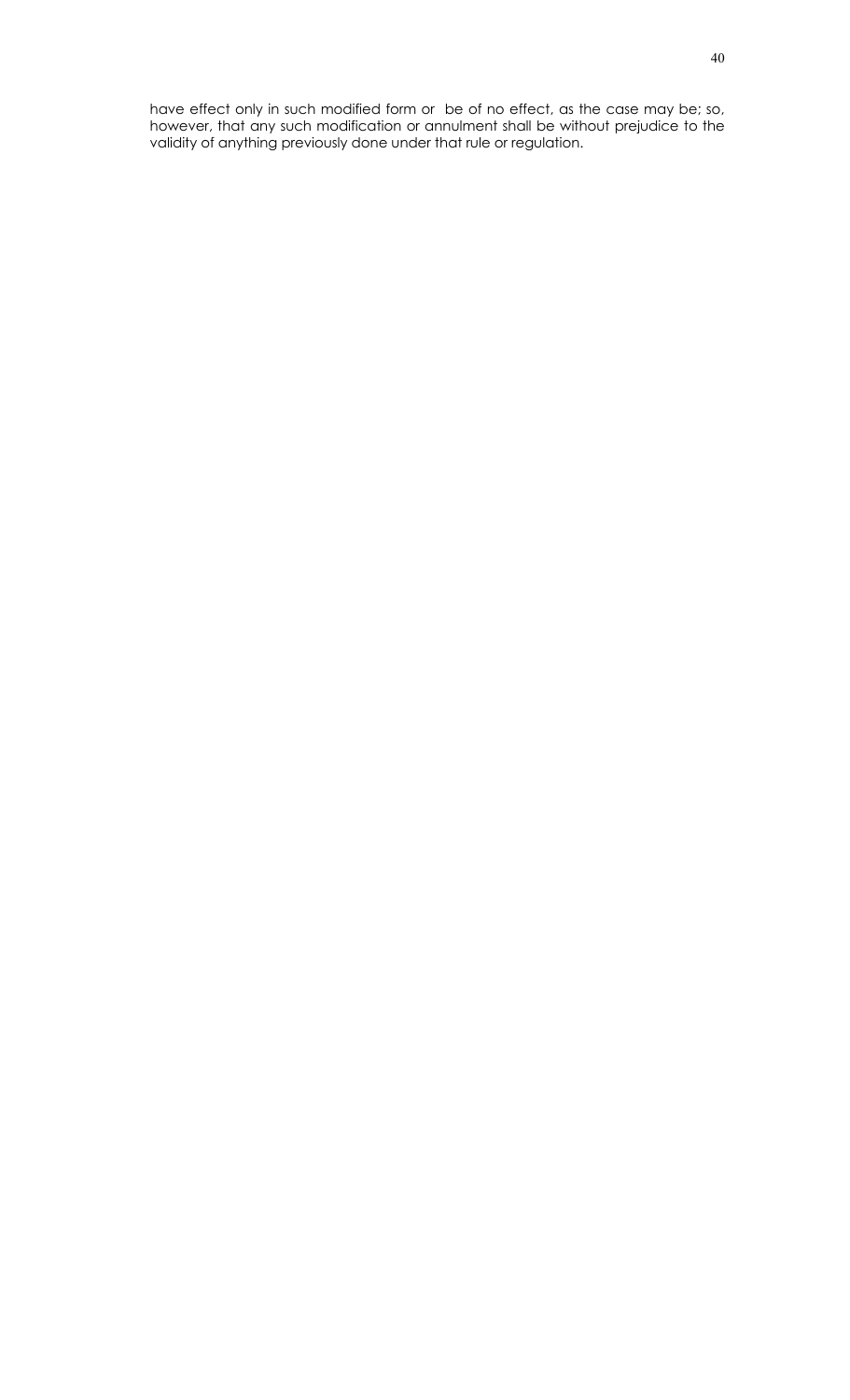have effect only in such modified form or be of no effect, as the case may be; so, however, that any such modification or annulment shall be without prejudice to the validity of anything previously done under that rule or regulation.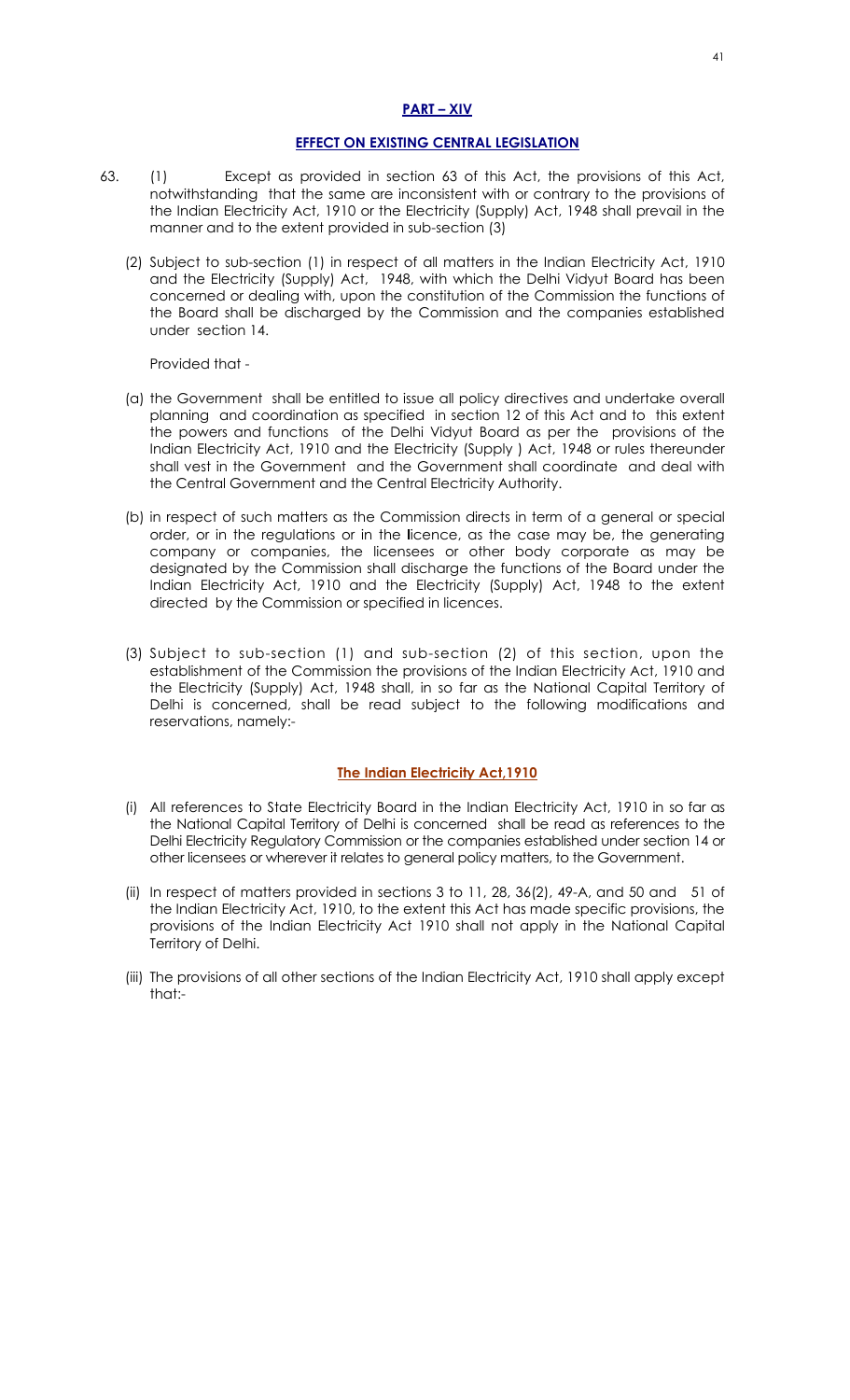## PART – XIV

## EFFECT ON EXISTING CENTRAL LEGISLATION

63. (1) Except as provided in section 63 of this Act, the provisions of this Act, notwithstanding that the same are inconsistent with or contrary to the provisions of the Indian Electricity Act, 1910 or the Electricity (Supply) Act, 1948 shall prevail in the manner and to the extent provided in sub-section (3)

(2) Subject to sub-section (1) in respect of all matters in the Indian Electricity Act, 1910 and the Electricity (Supply) Act, 1948, with which the Delhi Vidyut Board has been concerned or dealing with, upon the constitution of the Commission the functions of the Board shall be discharged by the Commission and the companies established under section 14.

Provided that -

(a) the Government shall be entitled to issue all policy directives and undertake overall planning and coordination as specified in section 12 of this Act and to this extent the powers and functions of the Delhi Vidyut Board as per the provisions of the Indian Electricity Act, 1910 and the Electricity (Supply ) Act, 1948 or rules thereunder shall vest in the Government and the Government shall coordinate and deal with the Central Government and the Central Electricity Authority.

(b) in respect of such matters as the Commission directs in term of a general or special order, or in the regulations or in the licence, as the case may be, the generating company or companies, the licensees or other body corporate as may be designated by the Commission shall discharge the functions of the Board under the Indian Electricity Act, 1910 and the Electricity (Supply) Act, 1948 to the extent directed by the Commission or specified in licences.

(3) Subject to sub-section (1) and sub-section (2) of this section, upon the establishment of the Commission the provisions of the Indian Electricity Act, 1910 and the Electricity (Supply) Act, 1948 shall, in so far as the National Capital Territory of Delhi is concerned, shall be read subject to the following modifications and reservations, namely:-

### The Indian Electricity Act,1910

(i) All references to State Electricity Board in the Indian Electricity Act, 1910 in so far as the National Capital Territory of Delhi is concerned shall be read as references to the Delhi Electricity Regulatory Commission or the companies established under section 14 or other licensees or wherever it relates to general policy matters, to the Government.

(ii) In respect of matters provided in sections 3 to 11, 28, 36(2), 49-A, and 50 and 51 of the Indian Electricity Act, 1910, to the extent this Act has made specific provisions, the provisions of the Indian Electricity Act 1910 shall not apply in the National Capital Territory of Delhi.

(iii) The provisions of all other sections of the Indian Electricity Act, 1910 shall apply except that:-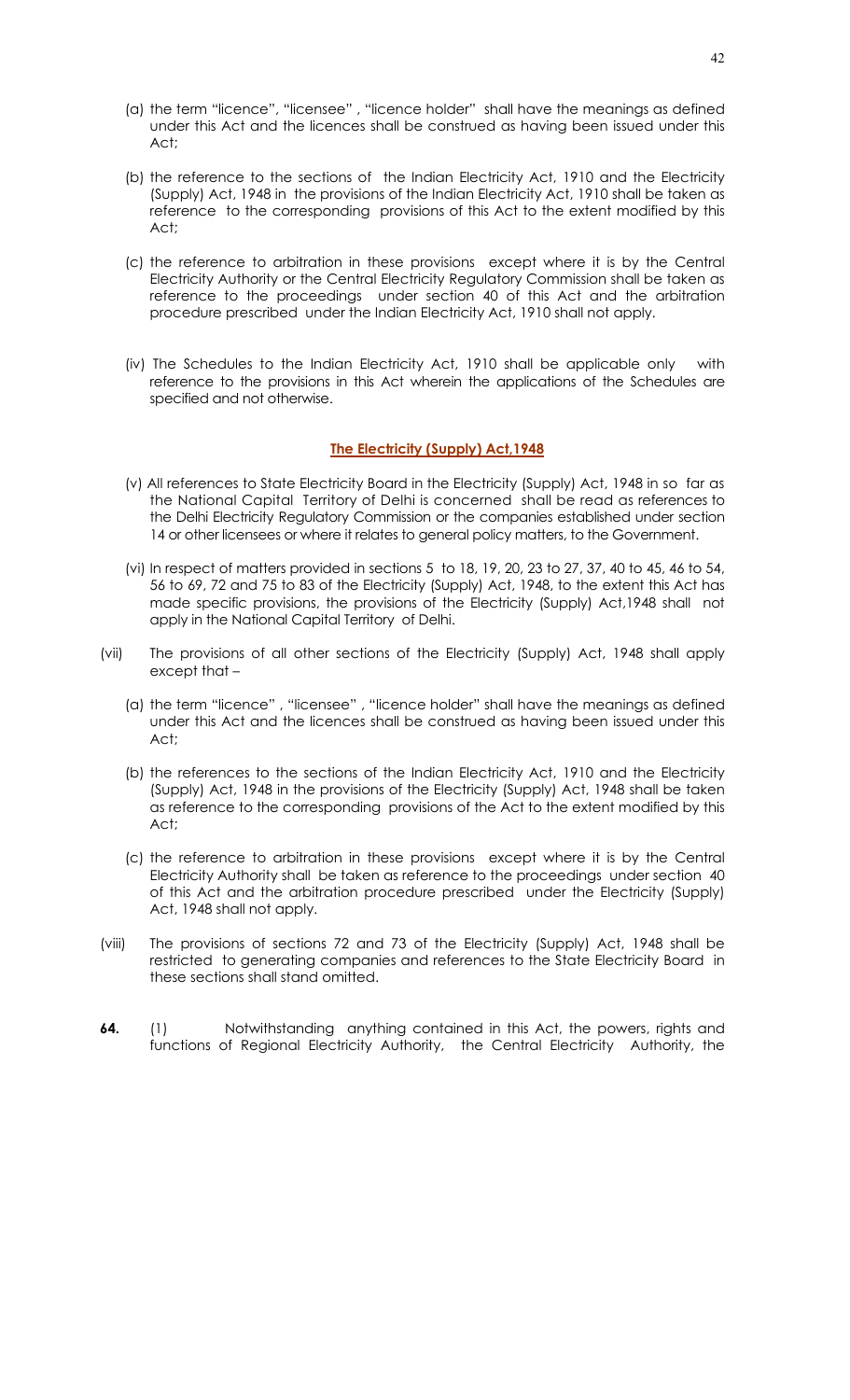(a) the term "licence", "licensee" , "licence holder" shall have the meanings as defined under this Act and the licences shall be construed as having been issued under this Act;

(b) the reference to the sections of the Indian Electricity Act, 1910 and the Electricity (Supply) Act, 1948 in the provisions of the Indian Electricity Act, 1910 shall be taken as reference to the corresponding provisions of this Act to the extent modified by this Act;

(c) the reference to arbitration in these provisions except where it is by the Central Electricity Authority or the Central Electricity Regulatory Commission shall be taken as reference to the proceedings under section 40 of this Act and the arbitration procedure prescribed under the Indian Electricity Act, 1910 shall not apply.

(iv) The Schedules to the Indian Electricity Act, 1910 shall be applicable only with reference to the provisions in this Act wherein the applications of the Schedules are specified and not otherwise.

**The Electricity (Supply) Act,1948**

(v) All references to State Electricity Board in the Electricity (Supply) Act, 1948 in so far as the National Capital Territory of Delhi is concerned shall be read as references to the Delhi Electricity Regulatory Commission or the companies established under section 14 or other licensees or where it relates to general policy matters, to the Government.

(vi) In respect of matters provided in sections 5 to 18, 19, 20, 23 to 27, 37, 40 to 45, 46 to 54, 56 to 69, 72 and 75 to 83 of the Electricity (Supply) Act, 1948, to the extent this Act has made specific provisions, the provisions of the Electricity (Supply) Act,1948 shall not apply in the National Capital Territory of Delhi.

(vii) The provisions of all other sections of the Electricity (Supply) Act, 1948 shall apply except that –

(a) the term "licence" , "licensee" , "licence holder" shall have the meanings as defined under this Act and the licences shall be construed as having been issued under this Act;

(b) the references to the sections of the Indian Electricity Act, 1910 and the Electricity (Supply) Act, 1948 in the provisions of the Electricity (Supply) Act, 1948 shall be taken as reference to the corresponding provisions of the Act to the extent modified by this Act;

(c) the reference to arbitration in these provisions except where it is by the Central Electricity Authority shall be taken as reference to the proceedings under section 40 of this Act and the arbitration procedure prescribed under the Electricity (Supply) Act, 1948 shall not apply.

(viii) The provisions of sections 72 and 73 of the Electricity (Supply) Act, 1948 shall be restricted to generating companies and references to the State Electricity Board in these sections shall stand omitted.

**64.** (1) Notwithstanding anything contained in this Act, the powers, rights and functions of Regional Electricity Authority, the Central Electricity Authority, the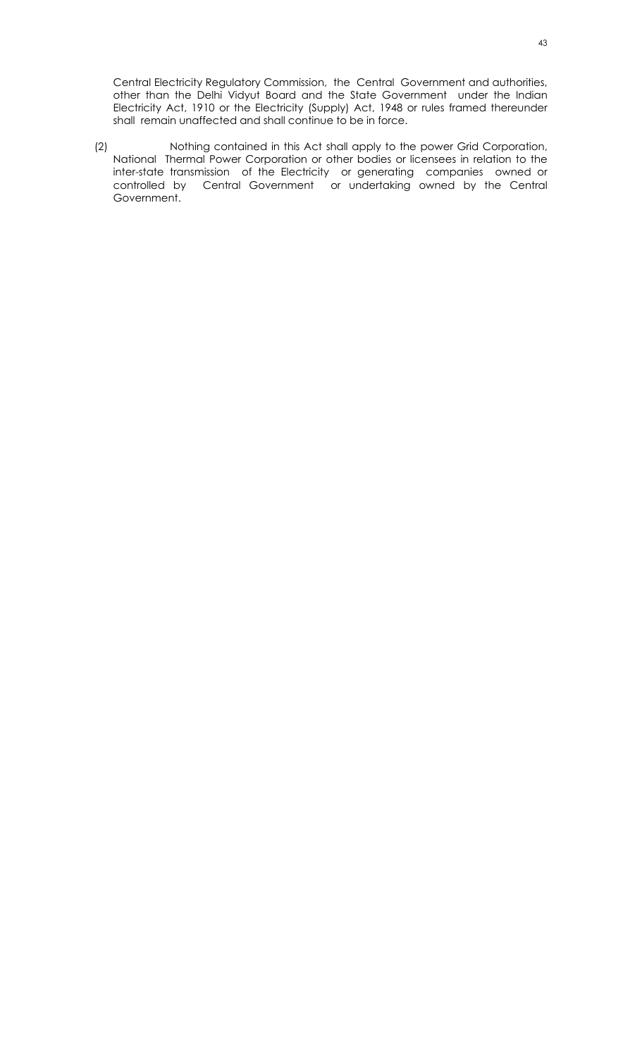Central Electricity Regulatory Commission, the Central Government and authorities, other than the Delhi Vidyut Board and the State Government under the Indian Electricity Act, 1910 or the Electricity (Supply) Act, 1948 or rules framed thereunder shall remain unaffected and shall continue to be in force.

(2) Nothing contained in this Act shall apply to the power Grid Corporation, National Thermal Power Corporation or other bodies or licensees in relation to the inter-state transmission of the Electricity or generating companies owned or controlled by Central Government or undertaking owned by the Central Government.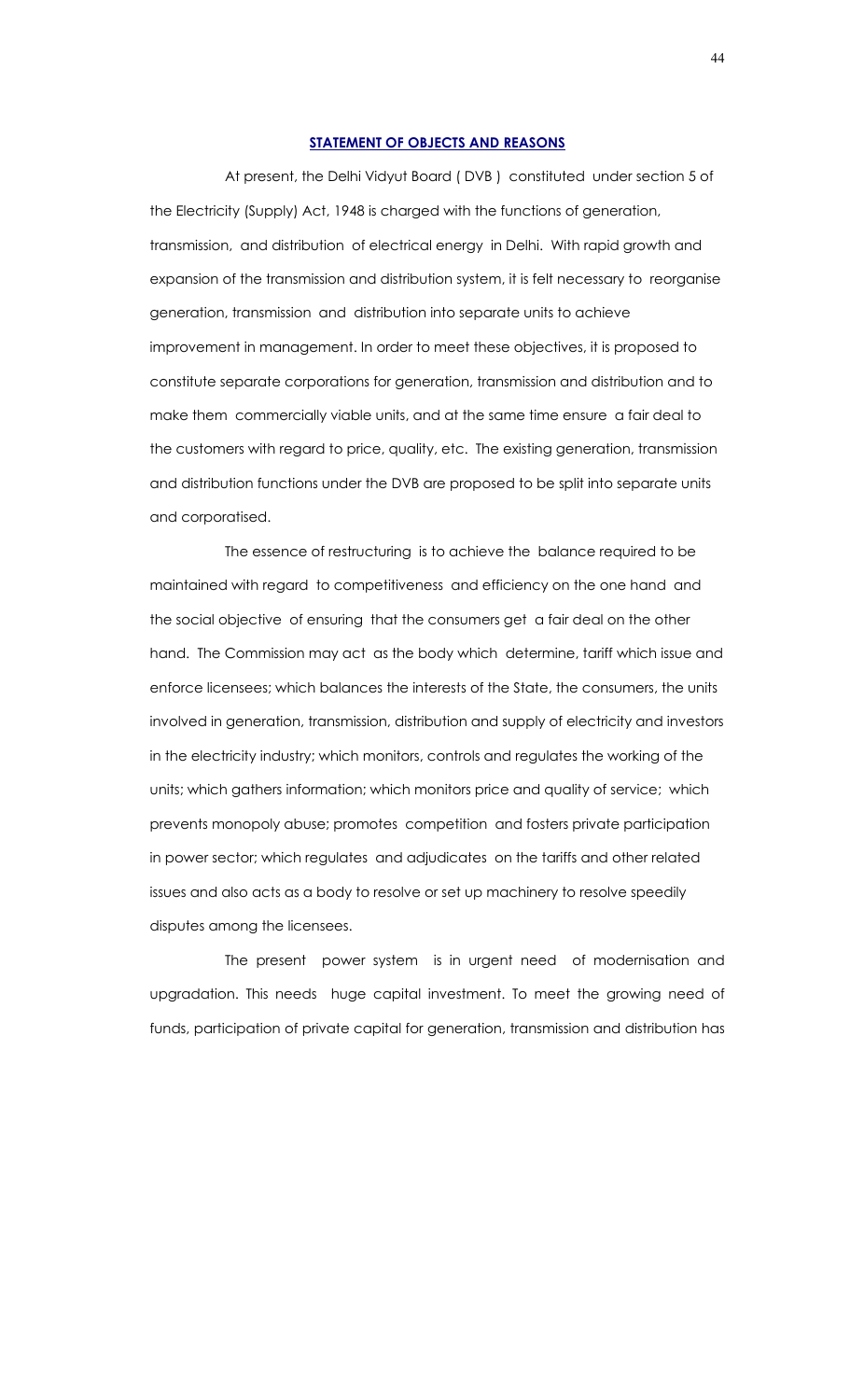## STATEMENT OF OBJECTS AND REASONS

At present, the Delhi Vidyut Board ( DVB ) constituted under section 5 of the Electricity (Supply) Act, 1948 is charged with the functions of generation, transmission, and distribution of electrical energy in Delhi. With rapid growth and expansion of the transmission and distribution system, it is felt necessary to reorganise generation, transmission and distribution into separate units to achieve improvement in management. In order to meet these objectives, it is proposed to constitute separate corporations for generation, transmission and distribution and to make them commercially viable units, and at the same time ensure a fair deal to the customers with regard to price, quality, etc. The existing generation, transmission and distribution functions under the DVB are proposed to be split into separate units and corporatised.

The essence of restructuring is to achieve the balance required to be maintained with regard to competitiveness and efficiency on the one hand and the social objective of ensuring that the consumers get a fair deal on the other hand. The Commission may act as the body which determine, tariff which issue and enforce licensees; which balances the interests of the State, the consumers, the units involved in generation, transmission, distribution and supply of electricity and investors in the electricity industry; which monitors, controls and regulates the working of the units; which gathers information; which monitors price and quality of service; which prevents monopoly abuse; promotes competition and fosters private participation in power sector; which regulates and adjudicates on the tariffs and other related issues and also acts as a body to resolve or set up machinery to resolve speedily disputes among the licensees.

The present power system is in urgent need of modernisation and upgradation. This needs huge capital investment. To meet the growing need of funds, participation of private capital for generation, transmission and distribution has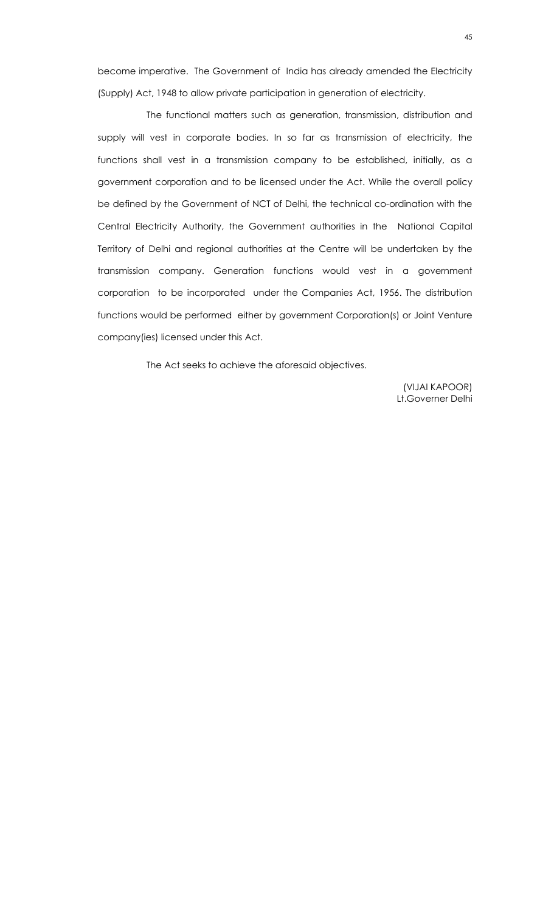become imperative. The Government of India has already amended the Electricity (Supply) Act, 1948 to allow private participation in generation of electricity.

The functional matters such as generation, transmission, distribution and supply will vest in corporate bodies. In so far as transmission of electricity, the functions shall vest in a transmission company to be established, initially, as a government corporation and to be licensed under the Act. While the overall policy be defined by the Government of NCT of Delhi, the technical co-ordination with the Central Electricity Authority, the Government authorities in the National Capital Territory of Delhi and regional authorities at the Centre will be undertaken by the transmission company. Generation functions would vest in a government corporation to be incorporated under the Companies Act, 1956. The distribution functions would be performed either by government Corporation(s) or Joint Venture company(ies) licensed under this Act.

The Act seeks to achieve the aforesaid objectives.

(VIJAI KAPOOR)
Lt.Governer Delhi